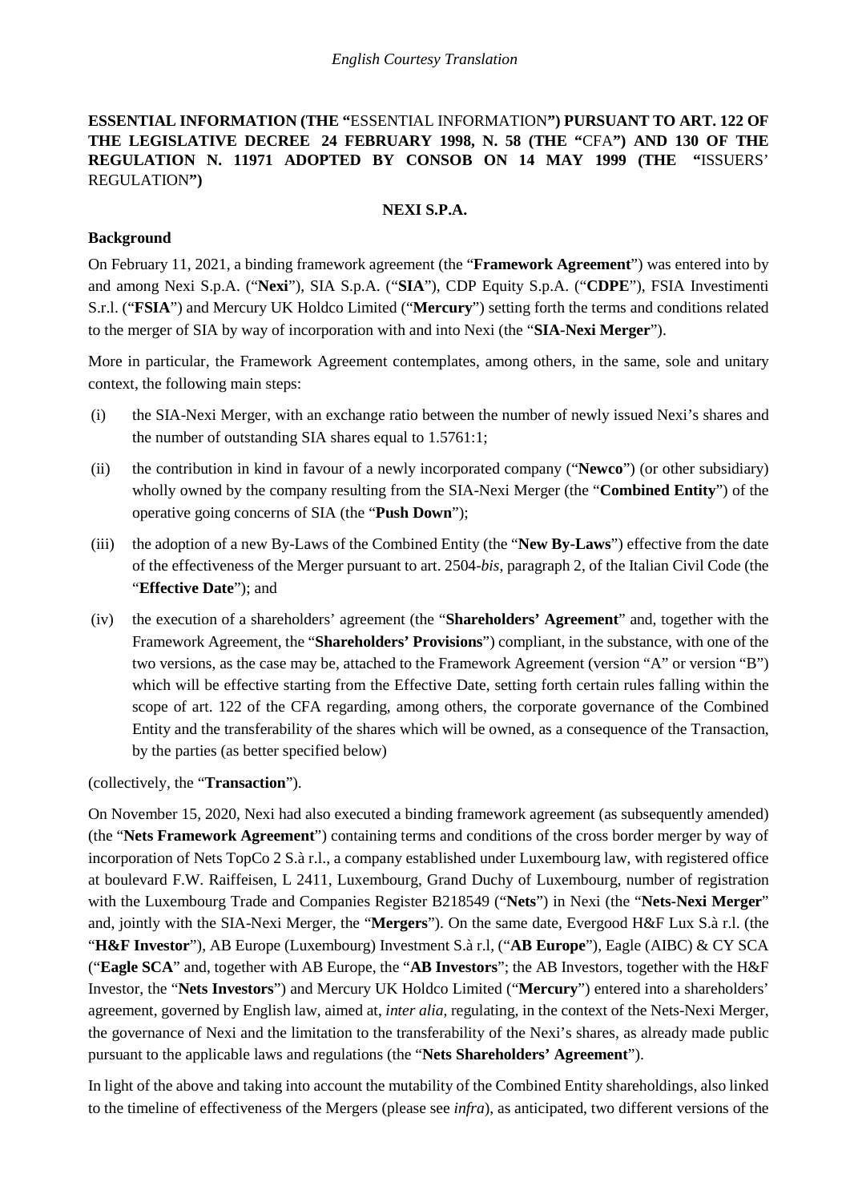*English Courtesy Translation*

**ESSENTIAL INFORMATION (THE "**ESSENTIAL INFORMATION**") PURSUANT TO ART. 122 OF THE LEGISLATIVE DECREE 24 FEBRUARY 1998, N. 58 (THE "**CFA**") AND 130 OF THE REGULATION N. 11971 ADOPTED BY CONSOB ON 14 MAY 1999 (THE "**ISSUERS' REGULATION**")**

**NEXI S.P.A.**

**Background**

On February 11, 2021, a binding framework agreement (the "**Framework Agreement**") was entered into by and among Nexi S.p.A. ("**Nexi**"), SIA S.p.A. ("**SIA**"), CDP Equity S.p.A. ("**CDPE**"), FSIA Investimenti S.r.l. ("**FSIA**") and Mercury UK Holdco Limited ("**Mercury**") setting forth the terms and conditions related to the merger of SIA by way of incorporation with and into Nexi (the "**SIA-Nexi Merger**").

More in particular, the Framework Agreement contemplates, among others, in the same, sole and unitary context, the following main steps:

(i) the SIA-Nexi Merger, with an exchange ratio between the number of newly issued Nexi's shares and the number of outstanding SIA shares equal to 1.5761:1;

(ii) the contribution in kind in favour of a newly incorporated company ("**Newco**") (or other subsidiary) wholly owned by the company resulting from the SIA-Nexi Merger (the "**Combined Entity**") of the operative going concerns of SIA (the "**Push Down**");

(iii) the adoption of a new By-Laws of the Combined Entity (the "**New By-Laws**") effective from the date of the effectiveness of the Merger pursuant to art. 2504-*bis*, paragraph 2, of the Italian Civil Code (the "**Effective Date**"); and

(iv) the execution of a shareholders' agreement (the "**Shareholders' Agreement**" and, together with the Framework Agreement, the "**Shareholders' Provisions**") compliant, in the substance, with one of the two versions, as the case may be, attached to the Framework Agreement (version "A" or version "B") which will be effective starting from the Effective Date, setting forth certain rules falling within the scope of art. 122 of the CFA regarding, among others, the corporate governance of the Combined Entity and the transferability of the shares which will be owned, as a consequence of the Transaction, by the parties (as better specified below)

(collectively, the "**Transaction**").

On November 15, 2020, Nexi had also executed a binding framework agreement (as subsequently amended) (the "**Nets Framework Agreement**") containing terms and conditions of the cross border merger by way of incorporation of Nets TopCo 2 S.à r.l., a company established under Luxembourg law, with registered office at boulevard F.W. Raiffeisen, L 2411, Luxembourg, Grand Duchy of Luxembourg, number of registration with the Luxembourg Trade and Companies Register B218549 ("**Nets**") in Nexi (the "**Nets-Nexi Merger**" and, jointly with the SIA-Nexi Merger, the "**Mergers**"). On the same date, Evergood H&F Lux S.à r.l. (the "**H&F Investor**"), AB Europe (Luxembourg) Investment S.à r.l, ("**AB Europe**"), Eagle (AIBC) & CY SCA ("**Eagle SCA**" and, together with AB Europe, the "**AB Investors**"; the AB Investors, together with the H&F Investor, the "**Nets Investors**") and Mercury UK Holdco Limited ("**Mercury**") entered into a shareholders' agreement, governed by English law, aimed at, *inter alia*, regulating, in the context of the Nets-Nexi Merger, the governance of Nexi and the limitation to the transferability of the Nexi's shares, as already made public pursuant to the applicable laws and regulations (the "**Nets Shareholders' Agreement**").

In light of the above and taking into account the mutability of the Combined Entity shareholdings, also linked to the timeline of effectiveness of the Mergers (please see *infra*), as anticipated, two different versions of the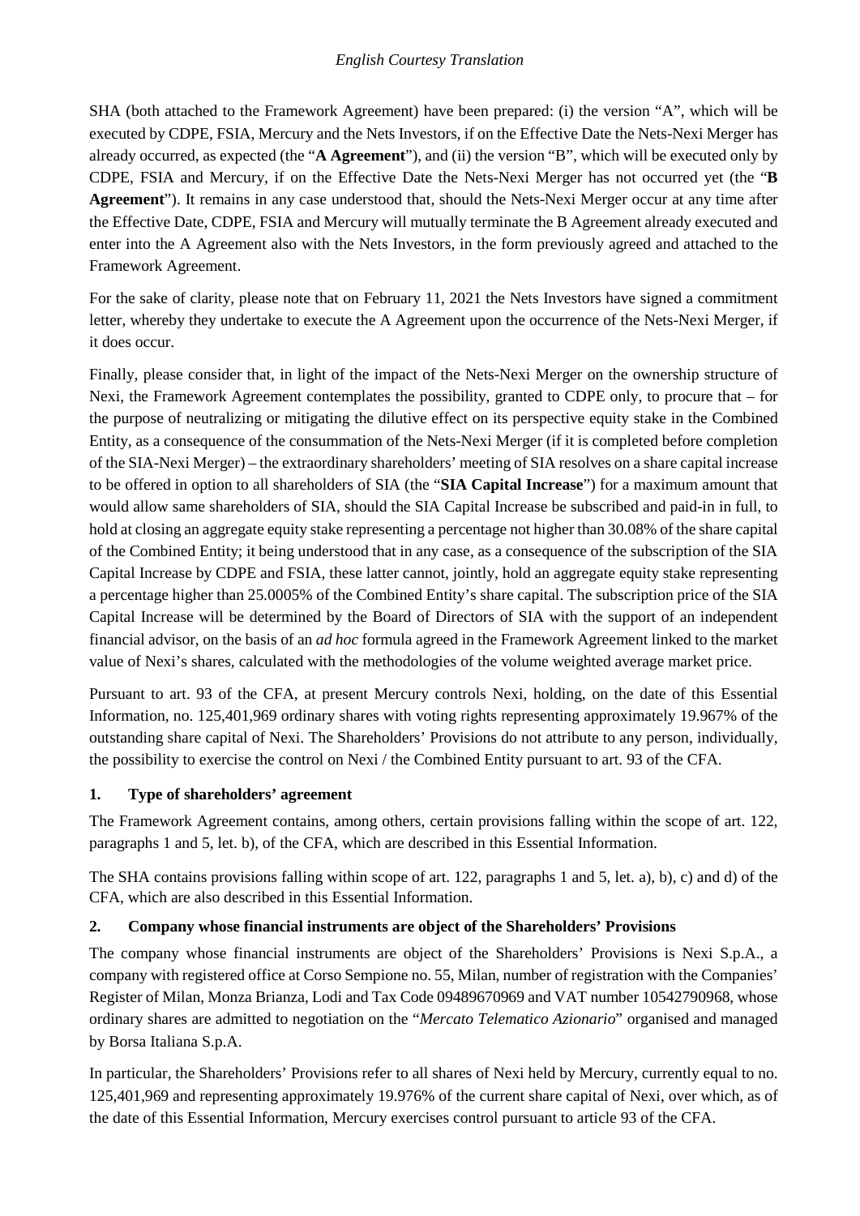SHA (both attached to the Framework Agreement) have been prepared: (i) the version "A", which will be executed by CDPE, FSIA, Mercury and the Nets Investors, if on the Effective Date the Nets-Nexi Merger has already occurred, as expected (the "**A Agreement**"), and (ii) the version "B", which will be executed only by CDPE, FSIA and Mercury, if on the Effective Date the Nets-Nexi Merger has not occurred yet (the "**B Agreement**"). It remains in any case understood that, should the Nets-Nexi Merger occur at any time after the Effective Date, CDPE, FSIA and Mercury will mutually terminate the B Agreement already executed and enter into the A Agreement also with the Nets Investors, in the form previously agreed and attached to the Framework Agreement.

For the sake of clarity, please note that on February 11, 2021 the Nets Investors have signed a commitment letter, whereby they undertake to execute the A Agreement upon the occurrence of the Nets-Nexi Merger, if it does occur.

Finally, please consider that, in light of the impact of the Nets-Nexi Merger on the ownership structure of Nexi, the Framework Agreement contemplates the possibility, granted to CDPE only, to procure that – for the purpose of neutralizing or mitigating the dilutive effect on its perspective equity stake in the Combined Entity, as a consequence of the consummation of the Nets-Nexi Merger (if it is completed before completion of the SIA-Nexi Merger) – the extraordinary shareholders' meeting of SIA resolves on a share capital increase to be offered in option to all shareholders of SIA (the "**SIA Capital Increase**") for a maximum amount that would allow same shareholders of SIA, should the SIA Capital Increase be subscribed and paid-in in full, to hold at closing an aggregate equity stake representing a percentage not higher than 30.08% of the share capital of the Combined Entity; it being understood that in any case, as a consequence of the subscription of the SIA Capital Increase by CDPE and FSIA, these latter cannot, jointly, hold an aggregate equity stake representing a percentage higher than 25.0005% of the Combined Entity's share capital. The subscription price of the SIA Capital Increase will be determined by the Board of Directors of SIA with the support of an independent financial advisor, on the basis of an *ad hoc* formula agreed in the Framework Agreement linked to the market value of Nexi's shares, calculated with the methodologies of the volume weighted average market price.

Pursuant to art. 93 of the CFA, at present Mercury controls Nexi, holding, on the date of this Essential Information, no. 125,401,969 ordinary shares with voting rights representing approximately 19.967% of the outstanding share capital of Nexi. The Shareholders' Provisions do not attribute to any person, individually, the possibility to exercise the control on Nexi / the Combined Entity pursuant to art. 93 of the CFA.

## 1. Type of shareholders' agreement

The Framework Agreement contains, among others, certain provisions falling within the scope of art. 122, paragraphs 1 and 5, let. b), of the CFA, which are described in this Essential Information.

The SHA contains provisions falling within scope of art. 122, paragraphs 1 and 5, let. a), b), c) and d) of the CFA, which are also described in this Essential Information.

## 2. Company whose financial instruments are object of the Shareholders' Provisions

The company whose financial instruments are object of the Shareholders' Provisions is Nexi S.p.A., a company with registered office at Corso Sempione no. 55, Milan, number of registration with the Companies' Register of Milan, Monza Brianza, Lodi and Tax Code 09489670969 and VAT number 10542790968, whose ordinary shares are admitted to negotiation on the "*Mercato Telematico Azionario*" organised and managed by Borsa Italiana S.p.A.

In particular, the Shareholders' Provisions refer to all shares of Nexi held by Mercury, currently equal to no. 125,401,969 and representing approximately 19.976% of the current share capital of Nexi, over which, as of the date of this Essential Information, Mercury exercises control pursuant to article 93 of the CFA.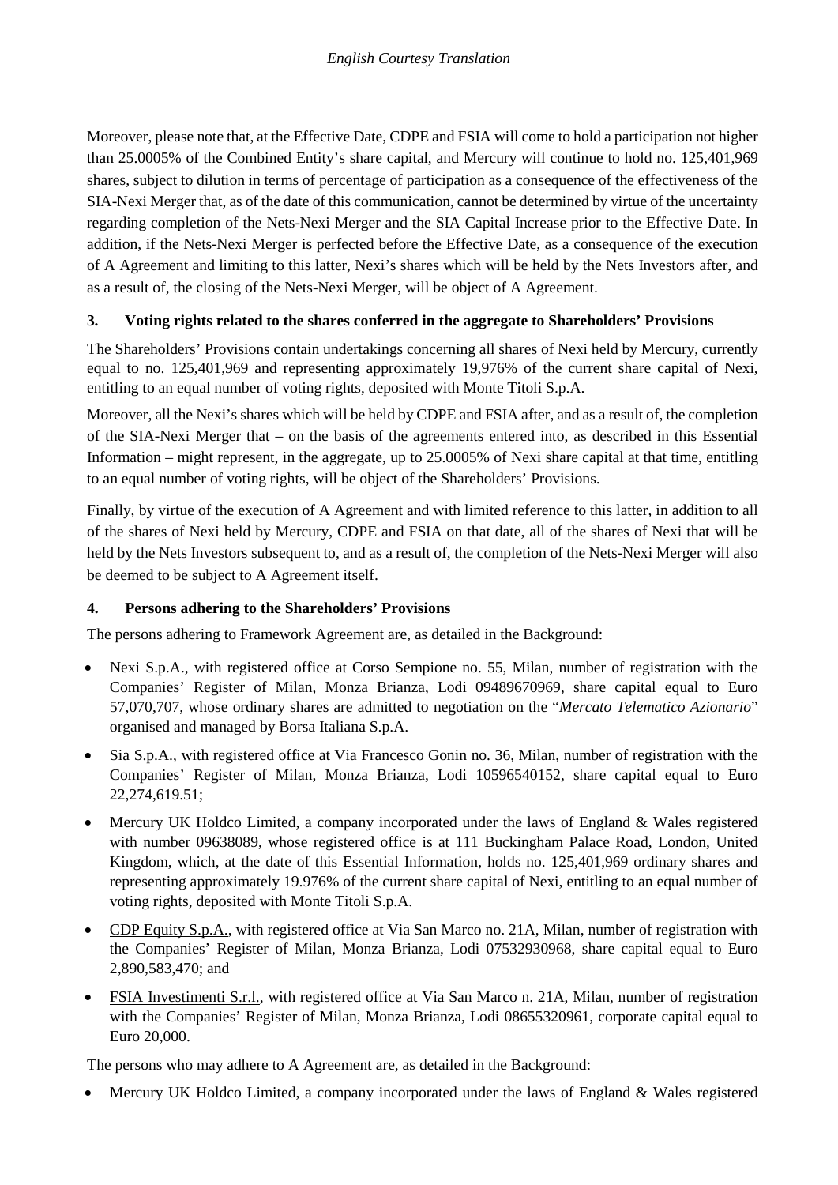Moreover, please note that, at the Effective Date, CDPE and FSIA will come to hold a participation not higher than 25.0005% of the Combined Entity's share capital, and Mercury will continue to hold no. 125,401,969 shares, subject to dilution in terms of percentage of participation as a consequence of the effectiveness of the SIA-Nexi Merger that, as of the date of this communication, cannot be determined by virtue of the uncertainty regarding completion of the Nets-Nexi Merger and the SIA Capital Increase prior to the Effective Date. In addition, if the Nets-Nexi Merger is perfected before the Effective Date, as a consequence of the execution of A Agreement and limiting to this latter, Nexi's shares which will be held by the Nets Investors after, and as a result of, the closing of the Nets-Nexi Merger, will be object of A Agreement.

## 3. Voting rights related to the shares conferred in the aggregate to Shareholders' Provisions

The Shareholders' Provisions contain undertakings concerning all shares of Nexi held by Mercury, currently equal to no. 125,401,969 and representing approximately 19,976% of the current share capital of Nexi, entitling to an equal number of voting rights, deposited with Monte Titoli S.p.A.

Moreover, all the Nexi's shares which will be held by CDPE and FSIA after, and as a result of, the completion of the SIA-Nexi Merger that – on the basis of the agreements entered into, as described in this Essential Information – might represent, in the aggregate, up to 25.0005% of Nexi share capital at that time, entitling to an equal number of voting rights, will be object of the Shareholders' Provisions.

Finally, by virtue of the execution of A Agreement and with limited reference to this latter, in addition to all of the shares of Nexi held by Mercury, CDPE and FSIA on that date, all of the shares of Nexi that will be held by the Nets Investors subsequent to, and as a result of, the completion of the Nets-Nexi Merger will also be deemed to be subject to A Agreement itself.

## 4. Persons adhering to the Shareholders' Provisions

The persons adhering to Framework Agreement are, as detailed in the Background:

- Nexi S.p.A., with registered office at Corso Sempione no. 55, Milan, number of registration with the Companies' Register of Milan, Monza Brianza, Lodi 09489670969, share capital equal to Euro 57,070,707, whose ordinary shares are admitted to negotiation on the "*Mercato Telematico Azionario*" organised and managed by Borsa Italiana S.p.A.
- Sia S.p.A., with registered office at Via Francesco Gonin no. 36, Milan, number of registration with the Companies' Register of Milan, Monza Brianza, Lodi 10596540152, share capital equal to Euro 22,274,619.51;
- Mercury UK Holdco Limited, a company incorporated under the laws of England & Wales registered with number 09638089, whose registered office is at 111 Buckingham Palace Road, London, United Kingdom, which, at the date of this Essential Information, holds no. 125,401,969 ordinary shares and representing approximately 19.976% of the current share capital of Nexi, entitling to an equal number of voting rights, deposited with Monte Titoli S.p.A.
- CDP Equity S.p.A., with registered office at Via San Marco no. 21A, Milan, number of registration with the Companies' Register of Milan, Monza Brianza, Lodi 07532930968, share capital equal to Euro 2,890,583,470; and
- FSIA Investimenti S.r.l., with registered office at Via San Marco n. 21A, Milan, number of registration with the Companies' Register of Milan, Monza Brianza, Lodi 08655320961, corporate capital equal to Euro 20,000.

The persons who may adhere to A Agreement are, as detailed in the Background:

- Mercury UK Holdco Limited, a company incorporated under the laws of England & Wales registered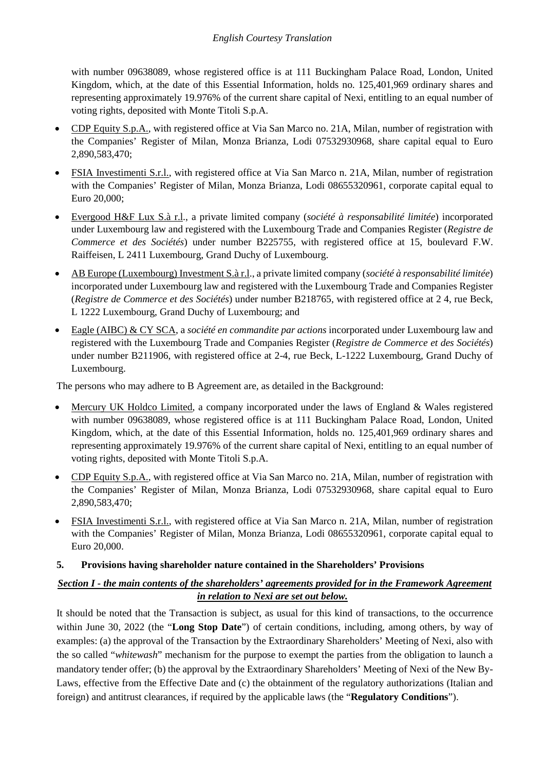with number 09638089, whose registered office is at 111 Buckingham Palace Road, London, United Kingdom, which, at the date of this Essential Information, holds no. 125,401,969 ordinary shares and representing approximately 19.976% of the current share capital of Nexi, entitling to an equal number of voting rights, deposited with Monte Titoli S.p.A.

- CDP Equity S.p.A., with registered office at Via San Marco no. 21A, Milan, number of registration with the Companies' Register of Milan, Monza Brianza, Lodi 07532930968, share capital equal to Euro 2,890,583,470;
- FSIA Investimenti S.r.l., with registered office at Via San Marco n. 21A, Milan, number of registration with the Companies' Register of Milan, Monza Brianza, Lodi 08655320961, corporate capital equal to Euro 20,000;
- Evergood H&F Lux S.à r.l., a private limited company (*société à responsabilité limitée*) incorporated under Luxembourg law and registered with the Luxembourg Trade and Companies Register (*Registre de Commerce et des Sociétés*) under number B225755, with registered office at 15, boulevard F.W. Raiffeisen, L 2411 Luxembourg, Grand Duchy of Luxembourg.
- AB Europe (Luxembourg) Investment S.à r.l., a private limited company (*société à responsabilité limitée*) incorporated under Luxembourg law and registered with the Luxembourg Trade and Companies Register (*Registre de Commerce et des Sociétés*) under number B218765, with registered office at 2 4, rue Beck, L 1222 Luxembourg, Grand Duchy of Luxembourg; and
- Eagle (AIBC) & CY SCA, a *société en commandite par actions* incorporated under Luxembourg law and registered with the Luxembourg Trade and Companies Register (*Registre de Commerce et des Sociétés*) under number B211906, with registered office at 2-4, rue Beck, L-1222 Luxembourg, Grand Duchy of Luxembourg.

The persons who may adhere to B Agreement are, as detailed in the Background:

- Mercury UK Holdco Limited, a company incorporated under the laws of England & Wales registered with number 09638089, whose registered office is at 111 Buckingham Palace Road, London, United Kingdom, which, at the date of this Essential Information, holds no. 125,401,969 ordinary shares and representing approximately 19.976% of the current share capital of Nexi, entitling to an equal number of voting rights, deposited with Monte Titoli S.p.A.
- CDP Equity S.p.A., with registered office at Via San Marco no. 21A, Milan, number of registration with the Companies' Register of Milan, Monza Brianza, Lodi 07532930968, share capital equal to Euro 2,890,583,470;
- FSIA Investimenti S.r.l., with registered office at Via San Marco n. 21A, Milan, number of registration with the Companies' Register of Milan, Monza Brianza, Lodi 08655320961, corporate capital equal to Euro 20,000.

## 5. Provisions having shareholder nature contained in the Shareholders' Provisions

***Section I - the main contents of the shareholders' agreements provided for in the Framework Agreement in relation to Nexi are set out below.***

It should be noted that the Transaction is subject, as usual for this kind of transactions, to the occurrence within June 30, 2022 (the "**Long Stop Date**") of certain conditions, including, among others, by way of examples: (a) the approval of the Transaction by the Extraordinary Shareholders' Meeting of Nexi, also with the so called "*whitewash*" mechanism for the purpose to exempt the parties from the obligation to launch a mandatory tender offer; (b) the approval by the Extraordinary Shareholders' Meeting of Nexi of the New By-Laws, effective from the Effective Date and (c) the obtainment of the regulatory authorizations (Italian and foreign) and antitrust clearances, if required by the applicable laws (the "**Regulatory Conditions**").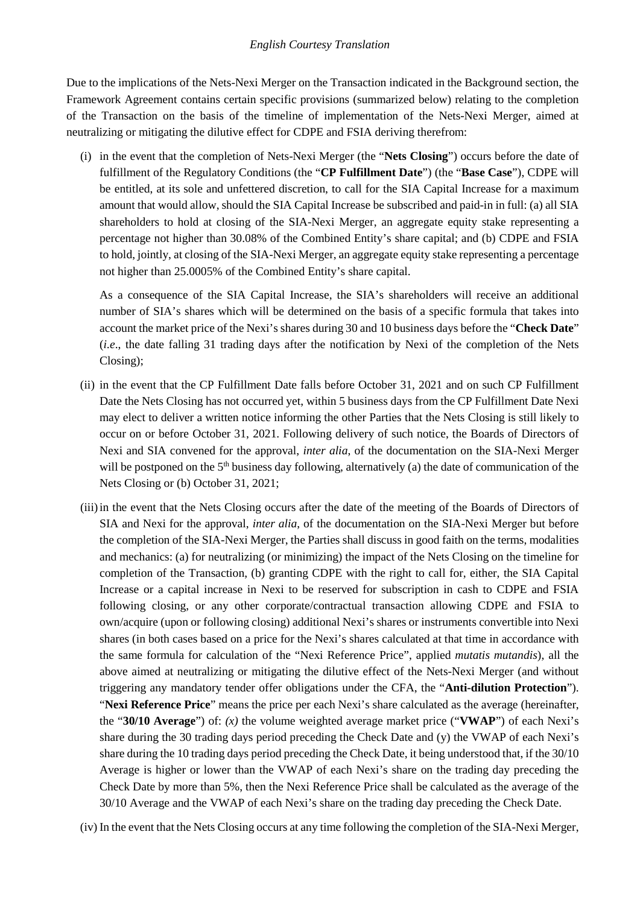Due to the implications of the Nets-Nexi Merger on the Transaction indicated in the Background section, the Framework Agreement contains certain specific provisions (summarized below) relating to the completion of the Transaction on the basis of the timeline of implementation of the Nets-Nexi Merger, aimed at neutralizing or mitigating the dilutive effect for CDPE and FSIA deriving therefrom:

(i) in the event that the completion of Nets-Nexi Merger (the "**Nets Closing**") occurs before the date of fulfillment of the Regulatory Conditions (the "**CP Fulfillment Date**") (the "**Base Case**"), CDPE will be entitled, at its sole and unfettered discretion, to call for the SIA Capital Increase for a maximum amount that would allow, should the SIA Capital Increase be subscribed and paid-in in full: (a) all SIA shareholders to hold at closing of the SIA-Nexi Merger, an aggregate equity stake representing a percentage not higher than 30.08% of the Combined Entity's share capital; and (b) CDPE and FSIA to hold, jointly, at closing of the SIA-Nexi Merger, an aggregate equity stake representing a percentage not higher than 25.0005% of the Combined Entity's share capital.

   As a consequence of the SIA Capital Increase, the SIA's shareholders will receive an additional number of SIA's shares which will be determined on the basis of a specific formula that takes into account the market price of the Nexi's shares during 30 and 10 business days before the "**Check Date**" (*i.e*., the date falling 31 trading days after the notification by Nexi of the completion of the Nets Closing);

(ii) in the event that the CP Fulfillment Date falls before October 31, 2021 and on such CP Fulfillment Date the Nets Closing has not occurred yet, within 5 business days from the CP Fulfillment Date Nexi may elect to deliver a written notice informing the other Parties that the Nets Closing is still likely to occur on or before October 31, 2021. Following delivery of such notice, the Boards of Directors of Nexi and SIA convened for the approval, *inter alia*, of the documentation on the SIA-Nexi Merger will be postponed on the 5th business day following, alternatively (a) the date of communication of the Nets Closing or (b) October 31, 2021;

(iii) in the event that the Nets Closing occurs after the date of the meeting of the Boards of Directors of SIA and Nexi for the approval, *inter alia*, of the documentation on the SIA-Nexi Merger but before the completion of the SIA-Nexi Merger, the Parties shall discuss in good faith on the terms, modalities and mechanics: (a) for neutralizing (or minimizing) the impact of the Nets Closing on the timeline for completion of the Transaction, (b) granting CDPE with the right to call for, either, the SIA Capital Increase or a capital increase in Nexi to be reserved for subscription in cash to CDPE and FSIA following closing, or any other corporate/contractual transaction allowing CDPE and FSIA to own/acquire (upon or following closing) additional Nexi's shares or instruments convertible into Nexi shares (in both cases based on a price for the Nexi's shares calculated at that time in accordance with the same formula for calculation of the "Nexi Reference Price", applied *mutatis mutandis*), all the above aimed at neutralizing or mitigating the dilutive effect of the Nets-Nexi Merger (and without triggering any mandatory tender offer obligations under the CFA, the "**Anti-dilution Protection**"). "**Nexi Reference Price**" means the price per each Nexi's share calculated as the average (hereinafter, the "**30/10 Average**") of: *(x)* the volume weighted average market price ("**VWAP**") of each Nexi's share during the 30 trading days period preceding the Check Date and (y) the VWAP of each Nexi's share during the 10 trading days period preceding the Check Date, it being understood that, if the 30/10 Average is higher or lower than the VWAP of each Nexi's share on the trading day preceding the Check Date by more than 5%, then the Nexi Reference Price shall be calculated as the average of the 30/10 Average and the VWAP of each Nexi's share on the trading day preceding the Check Date.

(iv) In the event that the Nets Closing occurs at any time following the completion of the SIA-Nexi Merger,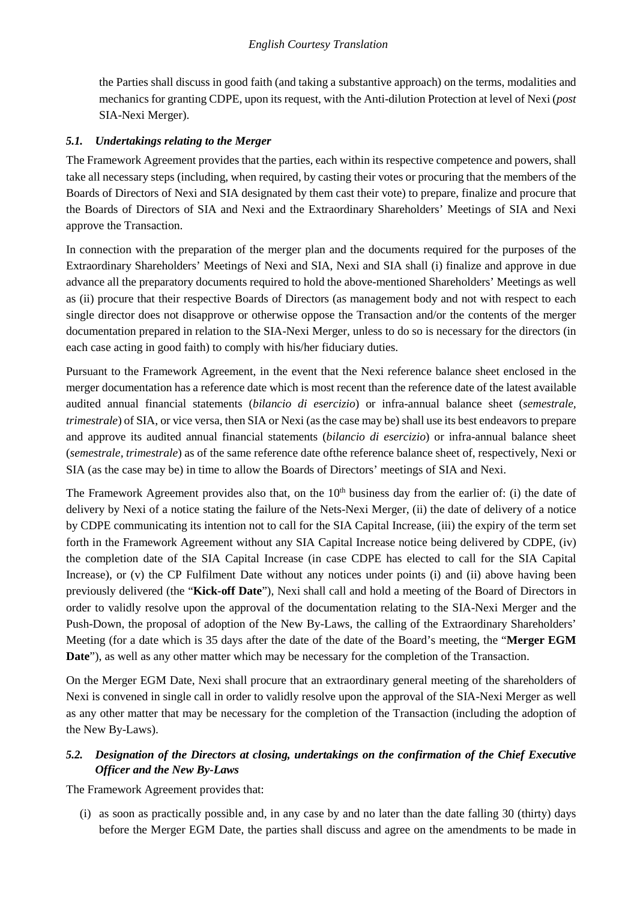the Parties shall discuss in good faith (and taking a substantive approach) on the terms, modalities and mechanics for granting CDPE, upon its request, with the Anti-dilution Protection at level of Nexi (*post* SIA-Nexi Merger).

### *5.1. Undertakings relating to the Merger*

The Framework Agreement provides that the parties, each within its respective competence and powers, shall take all necessary steps (including, when required, by casting their votes or procuring that the members of the Boards of Directors of Nexi and SIA designated by them cast their vote) to prepare, finalize and procure that the Boards of Directors of SIA and Nexi and the Extraordinary Shareholders' Meetings of SIA and Nexi approve the Transaction.

In connection with the preparation of the merger plan and the documents required for the purposes of the Extraordinary Shareholders' Meetings of Nexi and SIA, Nexi and SIA shall (i) finalize and approve in due advance all the preparatory documents required to hold the above-mentioned Shareholders' Meetings as well as (ii) procure that their respective Boards of Directors (as management body and not with respect to each single director does not disapprove or otherwise oppose the Transaction and/or the contents of the merger documentation prepared in relation to the SIA-Nexi Merger, unless to do so is necessary for the directors (in each case acting in good faith) to comply with his/her fiduciary duties.

Pursuant to the Framework Agreement, in the event that the Nexi reference balance sheet enclosed in the merger documentation has a reference date which is most recent than the reference date of the latest available audited annual financial statements (*bilancio di esercizio*) or infra-annual balance sheet (*semestrale*, *trimestrale*) of SIA, or vice versa, then SIA or Nexi (as the case may be) shall use its best endeavors to prepare and approve its audited annual financial statements (*bilancio di esercizio*) or infra-annual balance sheet (*semestrale, trimestrale*) as of the same reference date ofthe reference balance sheet of, respectively, Nexi or SIA (as the case may be) in time to allow the Boards of Directors' meetings of SIA and Nexi.

The Framework Agreement provides also that, on the 10th business day from the earlier of: (i) the date of delivery by Nexi of a notice stating the failure of the Nets-Nexi Merger, (ii) the date of delivery of a notice by CDPE communicating its intention not to call for the SIA Capital Increase, (iii) the expiry of the term set forth in the Framework Agreement without any SIA Capital Increase notice being delivered by CDPE, (iv) the completion date of the SIA Capital Increase (in case CDPE has elected to call for the SIA Capital Increase), or (v) the CP Fulfilment Date without any notices under points (i) and (ii) above having been previously delivered (the "**Kick-off Date**"), Nexi shall call and hold a meeting of the Board of Directors in order to validly resolve upon the approval of the documentation relating to the SIA-Nexi Merger and the Push-Down, the proposal of adoption of the New By-Laws, the calling of the Extraordinary Shareholders' Meeting (for a date which is 35 days after the date of the date of the Board's meeting, the "**Merger EGM Date**"), as well as any other matter which may be necessary for the completion of the Transaction.

On the Merger EGM Date, Nexi shall procure that an extraordinary general meeting of the shareholders of Nexi is convened in single call in order to validly resolve upon the approval of the SIA-Nexi Merger as well as any other matter that may be necessary for the completion of the Transaction (including the adoption of the New By-Laws).

### *5.2. Designation of the Directors at closing, undertakings on the confirmation of the Chief Executive Officer and the New By-Laws*

The Framework Agreement provides that:

(i) as soon as practically possible and, in any case by and no later than the date falling 30 (thirty) days before the Merger EGM Date, the parties shall discuss and agree on the amendments to be made in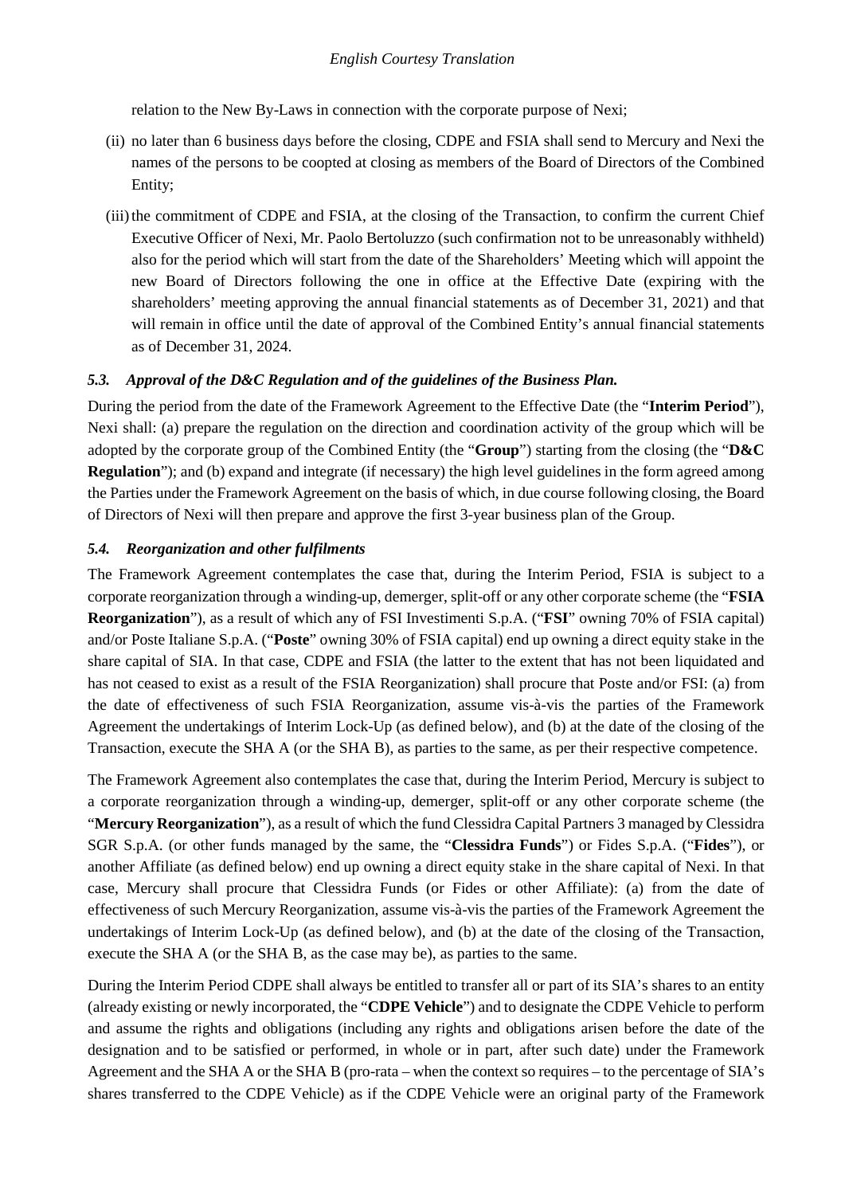relation to the New By-Laws in connection with the corporate purpose of Nexi;

(ii) no later than 6 business days before the closing, CDPE and FSIA shall send to Mercury and Nexi the names of the persons to be coopted at closing as members of the Board of Directors of the Combined Entity;

(iii) the commitment of CDPE and FSIA, at the closing of the Transaction, to confirm the current Chief Executive Officer of Nexi, Mr. Paolo Bertoluzzo (such confirmation not to be unreasonably withheld) also for the period which will start from the date of the Shareholders' Meeting which will appoint the new Board of Directors following the one in office at the Effective Date (expiring with the shareholders' meeting approving the annual financial statements as of December 31, 2021) and that will remain in office until the date of approval of the Combined Entity's annual financial statements as of December 31, 2024.

### *5.3. Approval of the D&C Regulation and of the guidelines of the Business Plan.*

During the period from the date of the Framework Agreement to the Effective Date (the "**Interim Period**"), Nexi shall: (a) prepare the regulation on the direction and coordination activity of the group which will be adopted by the corporate group of the Combined Entity (the "**Group**") starting from the closing (the "**D&C Regulation**"); and (b) expand and integrate (if necessary) the high level guidelines in the form agreed among the Parties under the Framework Agreement on the basis of which, in due course following closing, the Board of Directors of Nexi will then prepare and approve the first 3-year business plan of the Group.

### *5.4. Reorganization and other fulfilments*

The Framework Agreement contemplates the case that, during the Interim Period, FSIA is subject to a corporate reorganization through a winding-up, demerger, split-off or any other corporate scheme (the "**FSIA Reorganization**"), as a result of which any of FSI Investimenti S.p.A. ("**FSI**" owning 70% of FSIA capital) and/or Poste Italiane S.p.A. ("**Poste**" owning 30% of FSIA capital) end up owning a direct equity stake in the share capital of SIA. In that case, CDPE and FSIA (the latter to the extent that has not been liquidated and has not ceased to exist as a result of the FSIA Reorganization) shall procure that Poste and/or FSI: (a) from the date of effectiveness of such FSIA Reorganization, assume vis-à-vis the parties of the Framework Agreement the undertakings of Interim Lock-Up (as defined below), and (b) at the date of the closing of the Transaction, execute the SHA A (or the SHA B), as parties to the same, as per their respective competence.

The Framework Agreement also contemplates the case that, during the Interim Period, Mercury is subject to a corporate reorganization through a winding-up, demerger, split-off or any other corporate scheme (the "**Mercury Reorganization**"), as a result of which the fund Clessidra Capital Partners 3 managed by Clessidra SGR S.p.A. (or other funds managed by the same, the "**Clessidra Funds**") or Fides S.p.A. ("**Fides**"), or another Affiliate (as defined below) end up owning a direct equity stake in the share capital of Nexi. In that case, Mercury shall procure that Clessidra Funds (or Fides or other Affiliate): (a) from the date of effectiveness of such Mercury Reorganization, assume vis-à-vis the parties of the Framework Agreement the undertakings of Interim Lock-Up (as defined below), and (b) at the date of the closing of the Transaction, execute the SHA A (or the SHA B, as the case may be), as parties to the same.

During the Interim Period CDPE shall always be entitled to transfer all or part of its SIA's shares to an entity (already existing or newly incorporated, the "**CDPE Vehicle**") and to designate the CDPE Vehicle to perform and assume the rights and obligations (including any rights and obligations arisen before the date of the designation and to be satisfied or performed, in whole or in part, after such date) under the Framework Agreement and the SHA A or the SHA B (pro-rata – when the context so requires – to the percentage of SIA's shares transferred to the CDPE Vehicle) as if the CDPE Vehicle were an original party of the Framework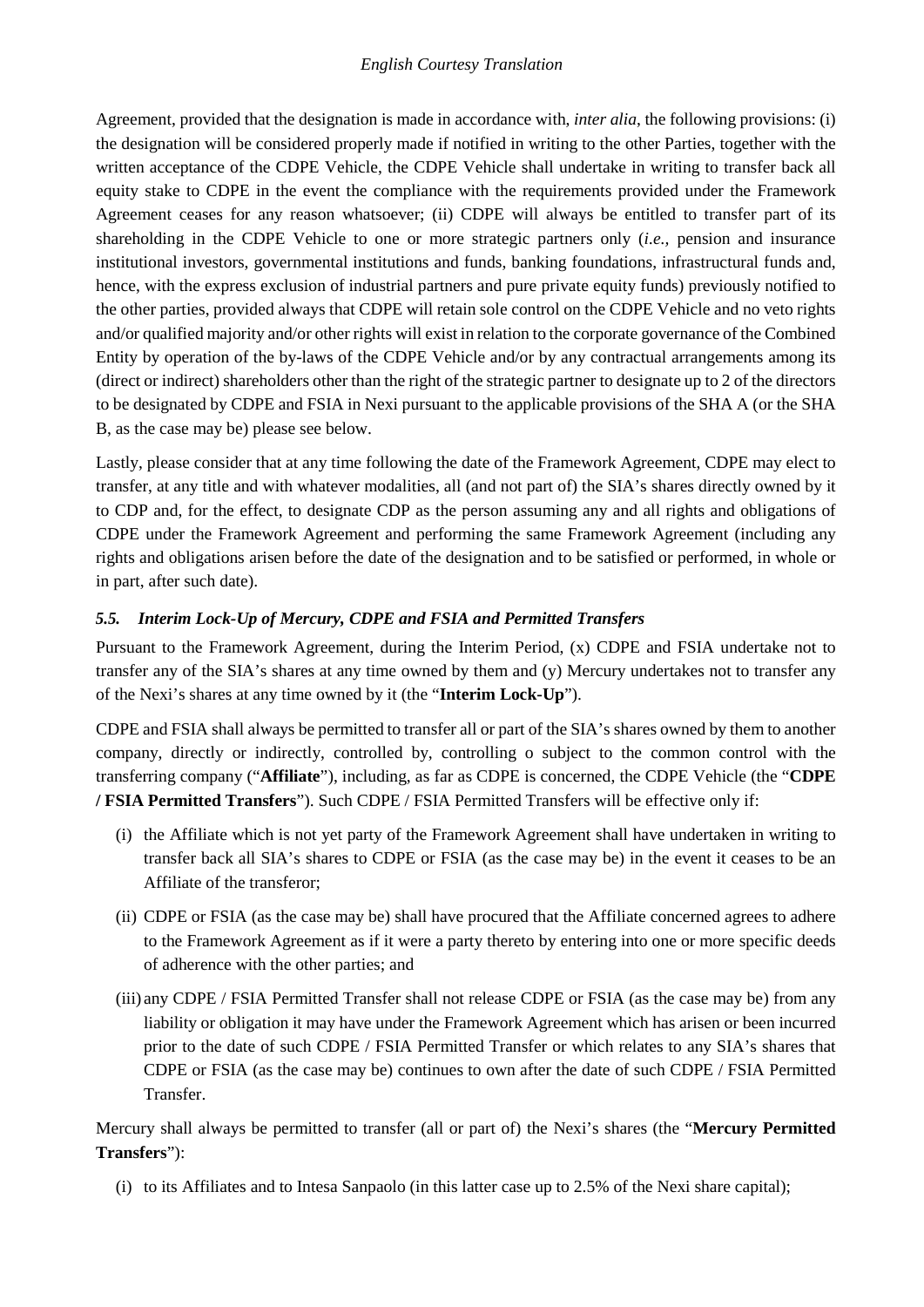Agreement, provided that the designation is made in accordance with, *inter alia*, the following provisions: (i) the designation will be considered properly made if notified in writing to the other Parties, together with the written acceptance of the CDPE Vehicle, the CDPE Vehicle shall undertake in writing to transfer back all equity stake to CDPE in the event the compliance with the requirements provided under the Framework Agreement ceases for any reason whatsoever; (ii) CDPE will always be entitled to transfer part of its shareholding in the CDPE Vehicle to one or more strategic partners only (*i.e.,* pension and insurance institutional investors, governmental institutions and funds, banking foundations, infrastructural funds and, hence, with the express exclusion of industrial partners and pure private equity funds) previously notified to the other parties, provided always that CDPE will retain sole control on the CDPE Vehicle and no veto rights and/or qualified majority and/or other rights will exist in relation to the corporate governance of the Combined Entity by operation of the by-laws of the CDPE Vehicle and/or by any contractual arrangements among its (direct or indirect) shareholders other than the right of the strategic partner to designate up to 2 of the directors to be designated by CDPE and FSIA in Nexi pursuant to the applicable provisions of the SHA A (or the SHA B, as the case may be) please see below.

Lastly, please consider that at any time following the date of the Framework Agreement, CDPE may elect to transfer, at any title and with whatever modalities, all (and not part of) the SIA's shares directly owned by it to CDP and, for the effect, to designate CDP as the person assuming any and all rights and obligations of CDPE under the Framework Agreement and performing the same Framework Agreement (including any rights and obligations arisen before the date of the designation and to be satisfied or performed, in whole or in part, after such date).

### *5.5. Interim Lock-Up of Mercury, CDPE and FSIA and Permitted Transfers*

Pursuant to the Framework Agreement, during the Interim Period, (x) CDPE and FSIA undertake not to transfer any of the SIA's shares at any time owned by them and (y) Mercury undertakes not to transfer any of the Nexi's shares at any time owned by it (the "**Interim Lock-Up**").

CDPE and FSIA shall always be permitted to transfer all or part of the SIA's shares owned by them to another company, directly or indirectly, controlled by, controlling o subject to the common control with the transferring company ("**Affiliate**"), including, as far as CDPE is concerned, the CDPE Vehicle (the "**CDPE / FSIA Permitted Transfers**"). Such CDPE / FSIA Permitted Transfers will be effective only if:

(i) the Affiliate which is not yet party of the Framework Agreement shall have undertaken in writing to transfer back all SIA's shares to CDPE or FSIA (as the case may be) in the event it ceases to be an Affiliate of the transferor;

(ii) CDPE or FSIA (as the case may be) shall have procured that the Affiliate concerned agrees to adhere to the Framework Agreement as if it were a party thereto by entering into one or more specific deeds of adherence with the other parties; and

(iii) any CDPE / FSIA Permitted Transfer shall not release CDPE or FSIA (as the case may be) from any liability or obligation it may have under the Framework Agreement which has arisen or been incurred prior to the date of such CDPE / FSIA Permitted Transfer or which relates to any SIA's shares that CDPE or FSIA (as the case may be) continues to own after the date of such CDPE / FSIA Permitted Transfer.

Mercury shall always be permitted to transfer (all or part of) the Nexi's shares (the "**Mercury Permitted Transfers**"):

(i) to its Affiliates and to Intesa Sanpaolo (in this latter case up to 2.5% of the Nexi share capital);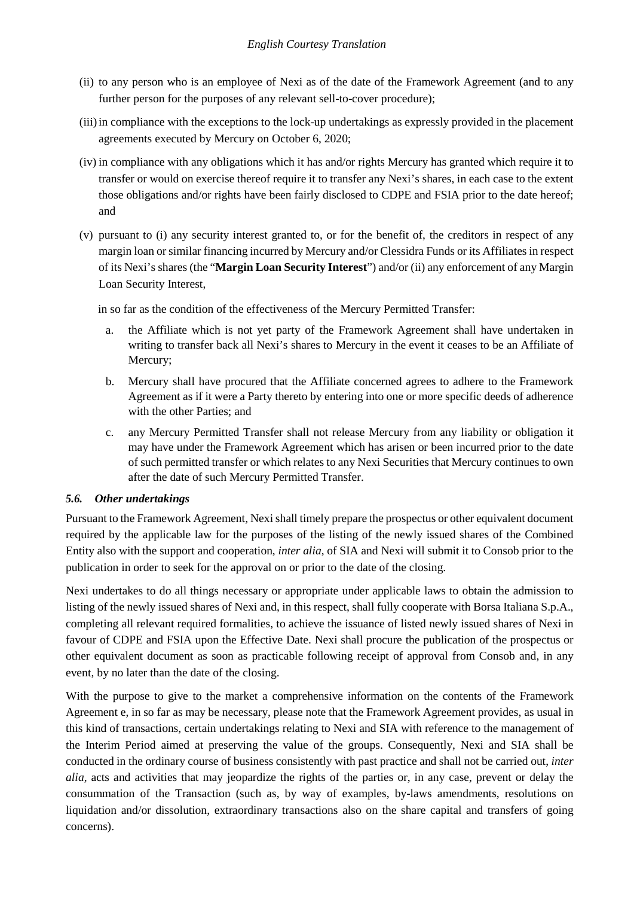(ii) to any person who is an employee of Nexi as of the date of the Framework Agreement (and to any further person for the purposes of any relevant sell-to-cover procedure);

(iii) in compliance with the exceptions to the lock-up undertakings as expressly provided in the placement agreements executed by Mercury on October 6, 2020;

(iv) in compliance with any obligations which it has and/or rights Mercury has granted which require it to transfer or would on exercise thereof require it to transfer any Nexi's shares, in each case to the extent those obligations and/or rights have been fairly disclosed to CDPE and FSIA prior to the date hereof; and

(v) pursuant to (i) any security interest granted to, or for the benefit of, the creditors in respect of any margin loan or similar financing incurred by Mercury and/or Clessidra Funds or its Affiliates in respect of its Nexi's shares (the "**Margin Loan Security Interest**") and/or (ii) any enforcement of any Margin Loan Security Interest,

in so far as the condition of the effectiveness of the Mercury Permitted Transfer:

a. the Affiliate which is not yet party of the Framework Agreement shall have undertaken in writing to transfer back all Nexi's shares to Mercury in the event it ceases to be an Affiliate of Mercury;

b. Mercury shall have procured that the Affiliate concerned agrees to adhere to the Framework Agreement as if it were a Party thereto by entering into one or more specific deeds of adherence with the other Parties; and

c. any Mercury Permitted Transfer shall not release Mercury from any liability or obligation it may have under the Framework Agreement which has arisen or been incurred prior to the date of such permitted transfer or which relates to any Nexi Securities that Mercury continues to own after the date of such Mercury Permitted Transfer.

### *5.6. Other undertakings*

Pursuant to the Framework Agreement, Nexi shall timely prepare the prospectus or other equivalent document required by the applicable law for the purposes of the listing of the newly issued shares of the Combined Entity also with the support and cooperation, *inter alia*, of SIA and Nexi will submit it to Consob prior to the publication in order to seek for the approval on or prior to the date of the closing.

Nexi undertakes to do all things necessary or appropriate under applicable laws to obtain the admission to listing of the newly issued shares of Nexi and, in this respect, shall fully cooperate with Borsa Italiana S.p.A., completing all relevant required formalities, to achieve the issuance of listed newly issued shares of Nexi in favour of CDPE and FSIA upon the Effective Date. Nexi shall procure the publication of the prospectus or other equivalent document as soon as practicable following receipt of approval from Consob and, in any event, by no later than the date of the closing.

With the purpose to give to the market a comprehensive information on the contents of the Framework Agreement e, in so far as may be necessary, please note that the Framework Agreement provides, as usual in this kind of transactions, certain undertakings relating to Nexi and SIA with reference to the management of the Interim Period aimed at preserving the value of the groups. Consequently, Nexi and SIA shall be conducted in the ordinary course of business consistently with past practice and shall not be carried out, *inter alia*, acts and activities that may jeopardize the rights of the parties or, in any case, prevent or delay the consummation of the Transaction (such as, by way of examples, by-laws amendments, resolutions on liquidation and/or dissolution, extraordinary transactions also on the share capital and transfers of going concerns).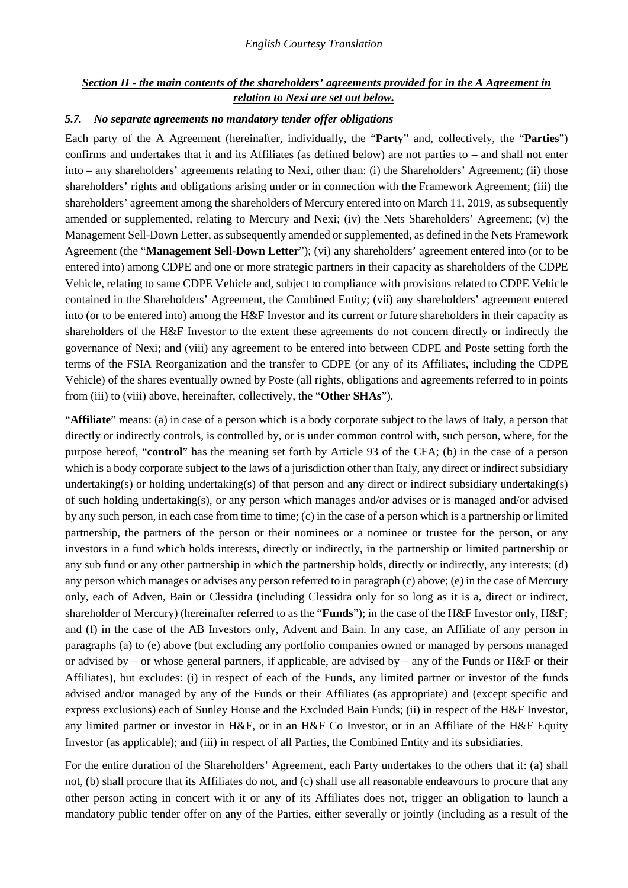***Section II - the main contents of the shareholders' agreements provided for in the A Agreement in relation to Nexi are set out below.***

### *5.7. No separate agreements no mandatory tender offer obligations*

Each party of the A Agreement (hereinafter, individually, the "**Party**" and, collectively, the "**Parties**") confirms and undertakes that it and its Affiliates (as defined below) are not parties to – and shall not enter into – any shareholders' agreements relating to Nexi, other than: (i) the Shareholders' Agreement; (ii) those shareholders' rights and obligations arising under or in connection with the Framework Agreement; (iii) the shareholders' agreement among the shareholders of Mercury entered into on March 11, 2019, as subsequently amended or supplemented, relating to Mercury and Nexi; (iv) the Nets Shareholders' Agreement; (v) the Management Sell-Down Letter, as subsequently amended or supplemented, as defined in the Nets Framework Agreement (the "**Management Sell-Down Letter**"); (vi) any shareholders' agreement entered into (or to be entered into) among CDPE and one or more strategic partners in their capacity as shareholders of the CDPE Vehicle, relating to same CDPE Vehicle and, subject to compliance with provisions related to CDPE Vehicle contained in the Shareholders' Agreement, the Combined Entity; (vii) any shareholders' agreement entered into (or to be entered into) among the H&F Investor and its current or future shareholders in their capacity as shareholders of the H&F Investor to the extent these agreements do not concern directly or indirectly the governance of Nexi; and (viii) any agreement to be entered into between CDPE and Poste setting forth the terms of the FSIA Reorganization and the transfer to CDPE (or any of its Affiliates, including the CDPE Vehicle) of the shares eventually owned by Poste (all rights, obligations and agreements referred to in points from (iii) to (viii) above, hereinafter, collectively, the "**Other SHAs**").

"**Affiliate**" means: (a) in case of a person which is a body corporate subject to the laws of Italy, a person that directly or indirectly controls, is controlled by, or is under common control with, such person, where, for the purpose hereof, "**control**" has the meaning set forth by Article 93 of the CFA; (b) in the case of a person which is a body corporate subject to the laws of a jurisdiction other than Italy, any direct or indirect subsidiary undertaking(s) or holding undertaking(s) of that person and any direct or indirect subsidiary undertaking(s) of such holding undertaking(s), or any person which manages and/or advises or is managed and/or advised by any such person, in each case from time to time; (c) in the case of a person which is a partnership or limited partnership, the partners of the person or their nominees or a nominee or trustee for the person, or any investors in a fund which holds interests, directly or indirectly, in the partnership or limited partnership or any sub fund or any other partnership in which the partnership holds, directly or indirectly, any interests; (d) any person which manages or advises any person referred to in paragraph (c) above; (e) in the case of Mercury only, each of Adven, Bain or Clessidra (including Clessidra only for so long as it is a, direct or indirect, shareholder of Mercury) (hereinafter referred to as the "**Funds**"); in the case of the H&F Investor only, H&F; and (f) in the case of the AB Investors only, Advent and Bain. In any case, an Affiliate of any person in paragraphs (a) to (e) above (but excluding any portfolio companies owned or managed by persons managed or advised by – or whose general partners, if applicable, are advised by – any of the Funds or H&F or their Affiliates), but excludes: (i) in respect of each of the Funds, any limited partner or investor of the funds advised and/or managed by any of the Funds or their Affiliates (as appropriate) and (except specific and express exclusions) each of Sunley House and the Excluded Bain Funds; (ii) in respect of the H&F Investor, any limited partner or investor in H&F, or in an H&F Co Investor, or in an Affiliate of the H&F Equity Investor (as applicable); and (iii) in respect of all Parties, the Combined Entity and its subsidiaries.

For the entire duration of the Shareholders' Agreement, each Party undertakes to the others that it: (a) shall not, (b) shall procure that its Affiliates do not, and (c) shall use all reasonable endeavours to procure that any other person acting in concert with it or any of its Affiliates does not, trigger an obligation to launch a mandatory public tender offer on any of the Parties, either severally or jointly (including as a result of the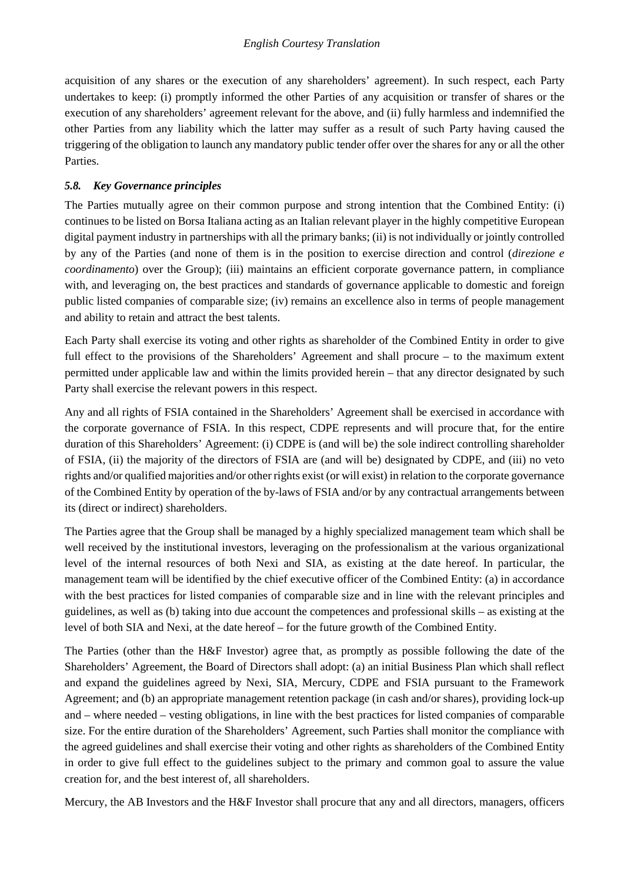acquisition of any shares or the execution of any shareholders' agreement). In such respect, each Party undertakes to keep: (i) promptly informed the other Parties of any acquisition or transfer of shares or the execution of any shareholders' agreement relevant for the above, and (ii) fully harmless and indemnified the other Parties from any liability which the latter may suffer as a result of such Party having caused the triggering of the obligation to launch any mandatory public tender offer over the shares for any or all the other Parties.

### *5.8. Key Governance principles*

The Parties mutually agree on their common purpose and strong intention that the Combined Entity: (i) continues to be listed on Borsa Italiana acting as an Italian relevant player in the highly competitive European digital payment industry in partnerships with all the primary banks; (ii) is not individually or jointly controlled by any of the Parties (and none of them is in the position to exercise direction and control (*direzione e coordinamento*) over the Group); (iii) maintains an efficient corporate governance pattern, in compliance with, and leveraging on, the best practices and standards of governance applicable to domestic and foreign public listed companies of comparable size; (iv) remains an excellence also in terms of people management and ability to retain and attract the best talents.

Each Party shall exercise its voting and other rights as shareholder of the Combined Entity in order to give full effect to the provisions of the Shareholders' Agreement and shall procure – to the maximum extent permitted under applicable law and within the limits provided herein – that any director designated by such Party shall exercise the relevant powers in this respect.

Any and all rights of FSIA contained in the Shareholders' Agreement shall be exercised in accordance with the corporate governance of FSIA. In this respect, CDPE represents and will procure that, for the entire duration of this Shareholders' Agreement: (i) CDPE is (and will be) the sole indirect controlling shareholder of FSIA, (ii) the majority of the directors of FSIA are (and will be) designated by CDPE, and (iii) no veto rights and/or qualified majorities and/or other rights exist (or will exist) in relation to the corporate governance of the Combined Entity by operation of the by-laws of FSIA and/or by any contractual arrangements between its (direct or indirect) shareholders.

The Parties agree that the Group shall be managed by a highly specialized management team which shall be well received by the institutional investors, leveraging on the professionalism at the various organizational level of the internal resources of both Nexi and SIA, as existing at the date hereof. In particular, the management team will be identified by the chief executive officer of the Combined Entity: (a) in accordance with the best practices for listed companies of comparable size and in line with the relevant principles and guidelines, as well as (b) taking into due account the competences and professional skills – as existing at the level of both SIA and Nexi, at the date hereof – for the future growth of the Combined Entity.

The Parties (other than the H&F Investor) agree that, as promptly as possible following the date of the Shareholders' Agreement, the Board of Directors shall adopt: (a) an initial Business Plan which shall reflect and expand the guidelines agreed by Nexi, SIA, Mercury, CDPE and FSIA pursuant to the Framework Agreement; and (b) an appropriate management retention package (in cash and/or shares), providing lock-up and – where needed – vesting obligations, in line with the best practices for listed companies of comparable size. For the entire duration of the Shareholders' Agreement, such Parties shall monitor the compliance with the agreed guidelines and shall exercise their voting and other rights as shareholders of the Combined Entity in order to give full effect to the guidelines subject to the primary and common goal to assure the value creation for, and the best interest of, all shareholders.

Mercury, the AB Investors and the H&F Investor shall procure that any and all directors, managers, officers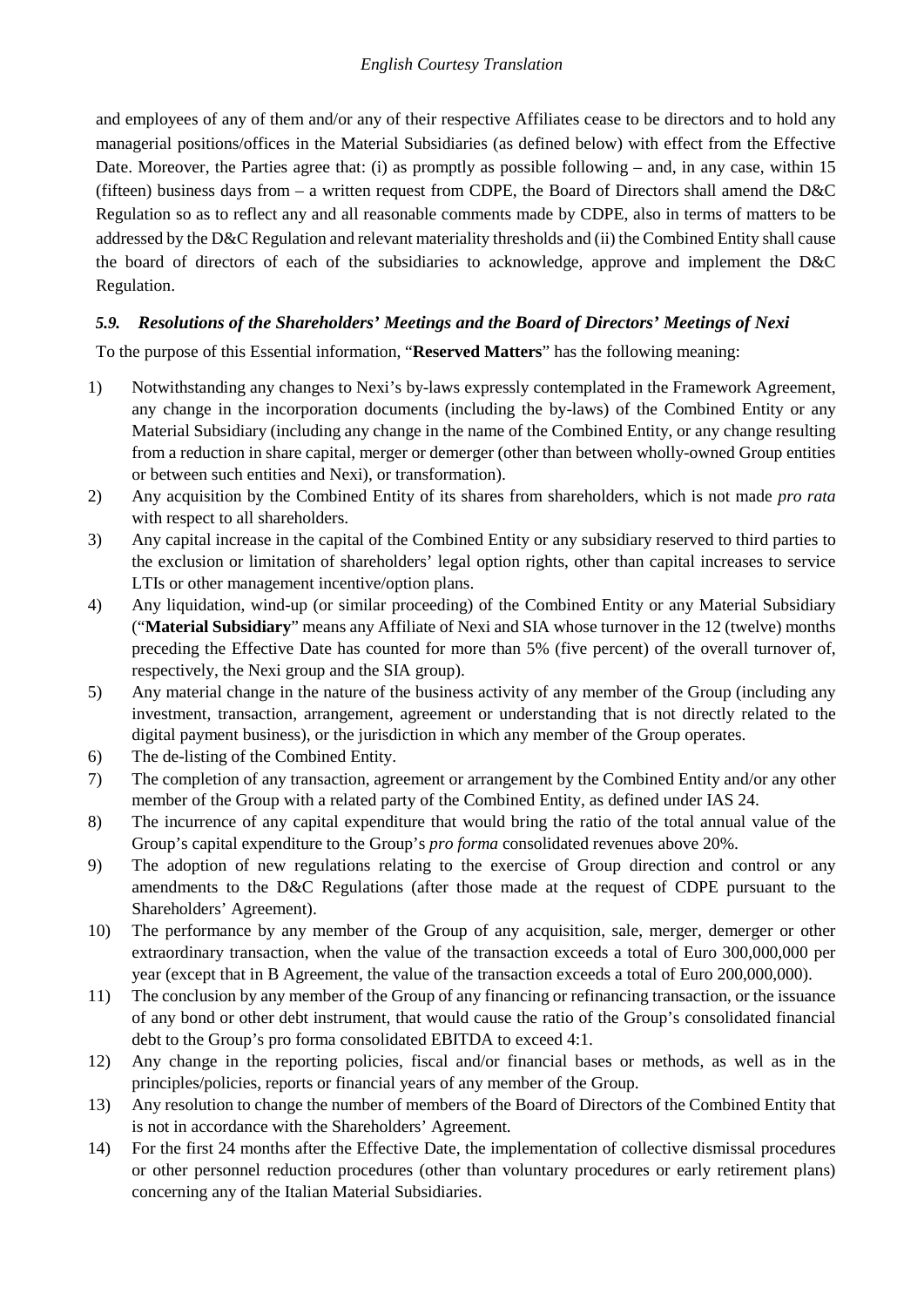and employees of any of them and/or any of their respective Affiliates cease to be directors and to hold any managerial positions/offices in the Material Subsidiaries (as defined below) with effect from the Effective Date. Moreover, the Parties agree that: (i) as promptly as possible following – and, in any case, within 15 (fifteen) business days from – a written request from CDPE, the Board of Directors shall amend the D&C Regulation so as to reflect any and all reasonable comments made by CDPE, also in terms of matters to be addressed by the D&C Regulation and relevant materiality thresholds and (ii) the Combined Entity shall cause the board of directors of each of the subsidiaries to acknowledge, approve and implement the D&C Regulation.

### *5.9. Resolutions of the Shareholders' Meetings and the Board of Directors' Meetings of Nexi*

To the purpose of this Essential information, "**Reserved Matters**" has the following meaning:

1) Notwithstanding any changes to Nexi's by-laws expressly contemplated in the Framework Agreement, any change in the incorporation documents (including the by-laws) of the Combined Entity or any Material Subsidiary (including any change in the name of the Combined Entity, or any change resulting from a reduction in share capital, merger or demerger (other than between wholly-owned Group entities or between such entities and Nexi), or transformation).
2) Any acquisition by the Combined Entity of its shares from shareholders, which is not made *pro rata* with respect to all shareholders.
3) Any capital increase in the capital of the Combined Entity or any subsidiary reserved to third parties to the exclusion or limitation of shareholders' legal option rights, other than capital increases to service LTIs or other management incentive/option plans.
4) Any liquidation, wind-up (or similar proceeding) of the Combined Entity or any Material Subsidiary ("**Material Subsidiary**" means any Affiliate of Nexi and SIA whose turnover in the 12 (twelve) months preceding the Effective Date has counted for more than 5% (five percent) of the overall turnover of, respectively, the Nexi group and the SIA group).
5) Any material change in the nature of the business activity of any member of the Group (including any investment, transaction, arrangement, agreement or understanding that is not directly related to the digital payment business), or the jurisdiction in which any member of the Group operates.
6) The de-listing of the Combined Entity.
7) The completion of any transaction, agreement or arrangement by the Combined Entity and/or any other member of the Group with a related party of the Combined Entity, as defined under IAS 24.
8) The incurrence of any capital expenditure that would bring the ratio of the total annual value of the Group's capital expenditure to the Group's *pro forma* consolidated revenues above 20%.
9) The adoption of new regulations relating to the exercise of Group direction and control or any amendments to the D&C Regulations (after those made at the request of CDPE pursuant to the Shareholders' Agreement).
10) The performance by any member of the Group of any acquisition, sale, merger, demerger or other extraordinary transaction, when the value of the transaction exceeds a total of Euro 300,000,000 per year (except that in B Agreement, the value of the transaction exceeds a total of Euro 200,000,000).
11) The conclusion by any member of the Group of any financing or refinancing transaction, or the issuance of any bond or other debt instrument, that would cause the ratio of the Group's consolidated financial debt to the Group's pro forma consolidated EBITDA to exceed 4:1.
12) Any change in the reporting policies, fiscal and/or financial bases or methods, as well as in the principles/policies, reports or financial years of any member of the Group.
13) Any resolution to change the number of members of the Board of Directors of the Combined Entity that is not in accordance with the Shareholders' Agreement.
14) For the first 24 months after the Effective Date, the implementation of collective dismissal procedures or other personnel reduction procedures (other than voluntary procedures or early retirement plans) concerning any of the Italian Material Subsidiaries.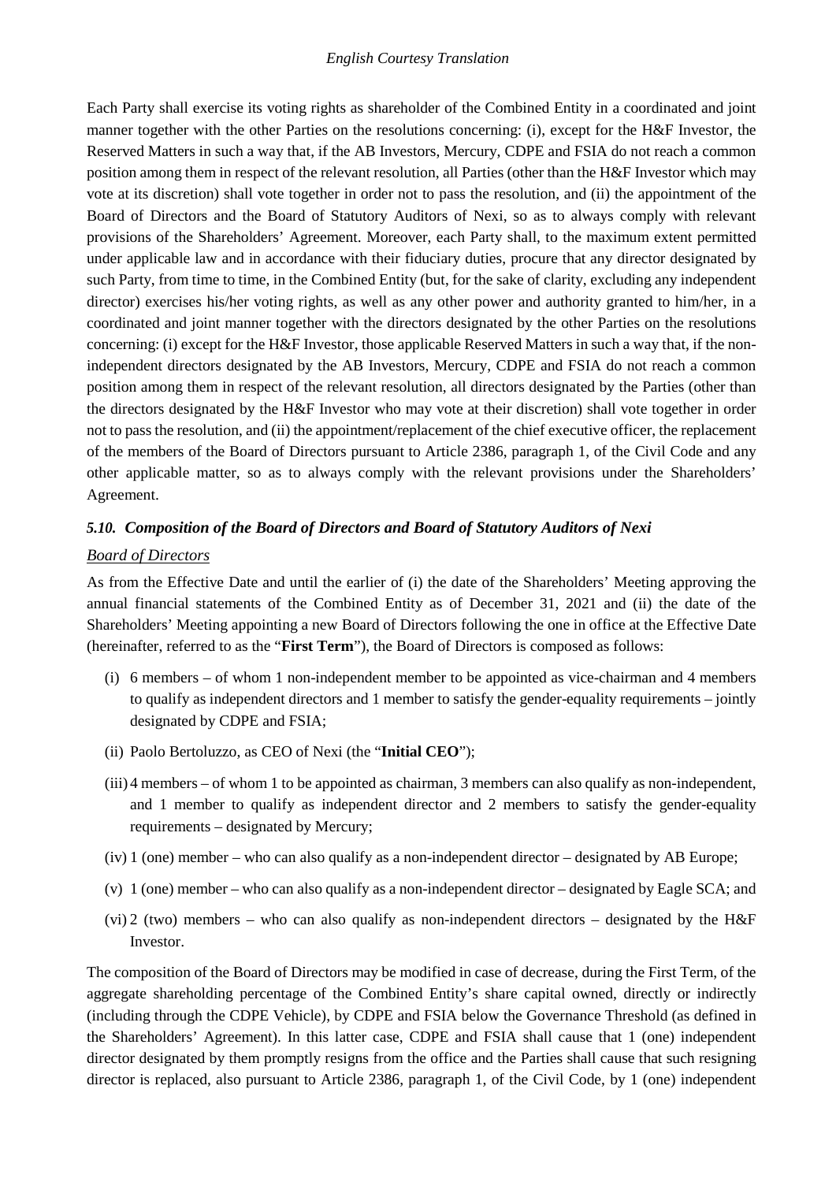Each Party shall exercise its voting rights as shareholder of the Combined Entity in a coordinated and joint manner together with the other Parties on the resolutions concerning: (i), except for the H&F Investor, the Reserved Matters in such a way that, if the AB Investors, Mercury, CDPE and FSIA do not reach a common position among them in respect of the relevant resolution, all Parties (other than the H&F Investor which may vote at its discretion) shall vote together in order not to pass the resolution, and (ii) the appointment of the Board of Directors and the Board of Statutory Auditors of Nexi, so as to always comply with relevant provisions of the Shareholders' Agreement. Moreover, each Party shall, to the maximum extent permitted under applicable law and in accordance with their fiduciary duties, procure that any director designated by such Party, from time to time, in the Combined Entity (but, for the sake of clarity, excluding any independent director) exercises his/her voting rights, as well as any other power and authority granted to him/her, in a coordinated and joint manner together with the directors designated by the other Parties on the resolutions concerning: (i) except for the H&F Investor, those applicable Reserved Matters in such a way that, if the non-independent directors designated by the AB Investors, Mercury, CDPE and FSIA do not reach a common position among them in respect of the relevant resolution, all directors designated by the Parties (other than the directors designated by the H&F Investor who may vote at their discretion) shall vote together in order not to pass the resolution, and (ii) the appointment/replacement of the chief executive officer, the replacement of the members of the Board of Directors pursuant to Article 2386, paragraph 1, of the Civil Code and any other applicable matter, so as to always comply with the relevant provisions under the Shareholders' Agreement.

### *5.10. Composition of the Board of Directors and Board of Statutory Auditors of Nexi*

*Board of Directors*

As from the Effective Date and until the earlier of (i) the date of the Shareholders' Meeting approving the annual financial statements of the Combined Entity as of December 31, 2021 and (ii) the date of the Shareholders' Meeting appointing a new Board of Directors following the one in office at the Effective Date (hereinafter, referred to as the "**First Term**"), the Board of Directors is composed as follows:

(i) 6 members – of whom 1 non-independent member to be appointed as vice-chairman and 4 members to qualify as independent directors and 1 member to satisfy the gender-equality requirements – jointly designated by CDPE and FSIA;

(ii) Paolo Bertoluzzo, as CEO of Nexi (the "**Initial CEO**");

(iii) 4 members – of whom 1 to be appointed as chairman, 3 members can also qualify as non-independent, and 1 member to qualify as independent director and 2 members to satisfy the gender-equality requirements – designated by Mercury;

(iv) 1 (one) member – who can also qualify as a non-independent director – designated by AB Europe;

(v) 1 (one) member – who can also qualify as a non-independent director – designated by Eagle SCA; and

(vi) 2 (two) members – who can also qualify as non-independent directors – designated by the H&F Investor.

The composition of the Board of Directors may be modified in case of decrease, during the First Term, of the aggregate shareholding percentage of the Combined Entity's share capital owned, directly or indirectly (including through the CDPE Vehicle), by CDPE and FSIA below the Governance Threshold (as defined in the Shareholders' Agreement). In this latter case, CDPE and FSIA shall cause that 1 (one) independent director designated by them promptly resigns from the office and the Parties shall cause that such resigning director is replaced, also pursuant to Article 2386, paragraph 1, of the Civil Code, by 1 (one) independent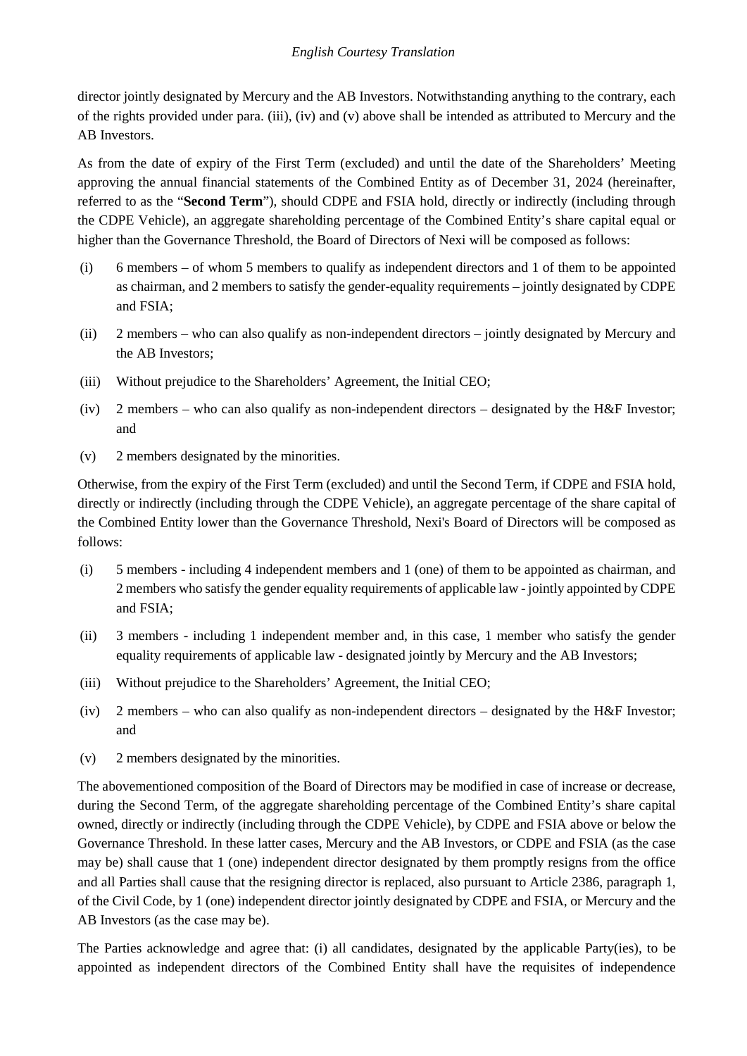director jointly designated by Mercury and the AB Investors. Notwithstanding anything to the contrary, each of the rights provided under para. (iii), (iv) and (v) above shall be intended as attributed to Mercury and the AB Investors.

As from the date of expiry of the First Term (excluded) and until the date of the Shareholders' Meeting approving the annual financial statements of the Combined Entity as of December 31, 2024 (hereinafter, referred to as the "**Second Term**"), should CDPE and FSIA hold, directly or indirectly (including through the CDPE Vehicle), an aggregate shareholding percentage of the Combined Entity's share capital equal or higher than the Governance Threshold, the Board of Directors of Nexi will be composed as follows:

(i) 6 members – of whom 5 members to qualify as independent directors and 1 of them to be appointed as chairman, and 2 members to satisfy the gender-equality requirements – jointly designated by CDPE and FSIA;

(ii) 2 members – who can also qualify as non-independent directors – jointly designated by Mercury and the AB Investors;

(iii) Without prejudice to the Shareholders' Agreement, the Initial CEO;

(iv) 2 members – who can also qualify as non-independent directors – designated by the H&F Investor; and

(v) 2 members designated by the minorities.

Otherwise, from the expiry of the First Term (excluded) and until the Second Term, if CDPE and FSIA hold, directly or indirectly (including through the CDPE Vehicle), an aggregate percentage of the share capital of the Combined Entity lower than the Governance Threshold, Nexi's Board of Directors will be composed as follows:

(i) 5 members - including 4 independent members and 1 (one) of them to be appointed as chairman, and 2 members who satisfy the gender equality requirements of applicable law - jointly appointed by CDPE and FSIA;

(ii) 3 members - including 1 independent member and, in this case, 1 member who satisfy the gender equality requirements of applicable law - designated jointly by Mercury and the AB Investors;

(iii) Without prejudice to the Shareholders' Agreement, the Initial CEO;

(iv) 2 members – who can also qualify as non-independent directors – designated by the H&F Investor; and

(v) 2 members designated by the minorities.

The abovementioned composition of the Board of Directors may be modified in case of increase or decrease, during the Second Term, of the aggregate shareholding percentage of the Combined Entity's share capital owned, directly or indirectly (including through the CDPE Vehicle), by CDPE and FSIA above or below the Governance Threshold. In these latter cases, Mercury and the AB Investors, or CDPE and FSIA (as the case may be) shall cause that 1 (one) independent director designated by them promptly resigns from the office and all Parties shall cause that the resigning director is replaced, also pursuant to Article 2386, paragraph 1, of the Civil Code, by 1 (one) independent director jointly designated by CDPE and FSIA, or Mercury and the AB Investors (as the case may be).

The Parties acknowledge and agree that: (i) all candidates, designated by the applicable Party(ies), to be appointed as independent directors of the Combined Entity shall have the requisites of independence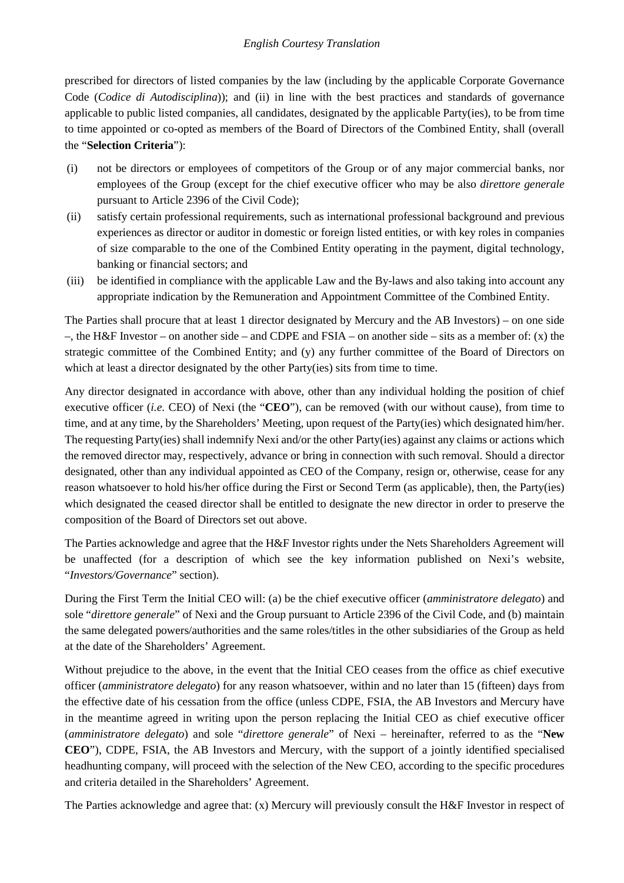prescribed for directors of listed companies by the law (including by the applicable Corporate Governance Code (*Codice di Autodisciplina*)); and (ii) in line with the best practices and standards of governance applicable to public listed companies, all candidates, designated by the applicable Party(ies), to be from time to time appointed or co-opted as members of the Board of Directors of the Combined Entity, shall (overall the "**Selection Criteria**"):

(i) not be directors or employees of competitors of the Group or of any major commercial banks, nor employees of the Group (except for the chief executive officer who may be also *direttore generale* pursuant to Article 2396 of the Civil Code);

(ii) satisfy certain professional requirements, such as international professional background and previous experiences as director or auditor in domestic or foreign listed entities, or with key roles in companies of size comparable to the one of the Combined Entity operating in the payment, digital technology, banking or financial sectors; and

(iii) be identified in compliance with the applicable Law and the By-laws and also taking into account any appropriate indication by the Remuneration and Appointment Committee of the Combined Entity.

The Parties shall procure that at least 1 director designated by Mercury and the AB Investors) – on one side –, the H&F Investor – on another side – and CDPE and FSIA – on another side – sits as a member of: (x) the strategic committee of the Combined Entity; and (y) any further committee of the Board of Directors on which at least a director designated by the other Party(ies) sits from time to time.

Any director designated in accordance with above, other than any individual holding the position of chief executive officer (*i.e.* CEO) of Nexi (the "**CEO**"), can be removed (with our without cause), from time to time, and at any time, by the Shareholders' Meeting, upon request of the Party(ies) which designated him/her. The requesting Party(ies) shall indemnify Nexi and/or the other Party(ies) against any claims or actions which the removed director may, respectively, advance or bring in connection with such removal. Should a director designated, other than any individual appointed as CEO of the Company, resign or, otherwise, cease for any reason whatsoever to hold his/her office during the First or Second Term (as applicable), then, the Party(ies) which designated the ceased director shall be entitled to designate the new director in order to preserve the composition of the Board of Directors set out above.

The Parties acknowledge and agree that the H&F Investor rights under the Nets Shareholders Agreement will be unaffected (for a description of which see the key information published on Nexi's website, "*Investors/Governance*" section).

During the First Term the Initial CEO will: (a) be the chief executive officer (*amministratore delegato*) and sole "*direttore generale*" of Nexi and the Group pursuant to Article 2396 of the Civil Code, and (b) maintain the same delegated powers/authorities and the same roles/titles in the other subsidiaries of the Group as held at the date of the Shareholders' Agreement.

Without prejudice to the above, in the event that the Initial CEO ceases from the office as chief executive officer (*amministratore delegato*) for any reason whatsoever, within and no later than 15 (fifteen) days from the effective date of his cessation from the office (unless CDPE, FSIA, the AB Investors and Mercury have in the meantime agreed in writing upon the person replacing the Initial CEO as chief executive officer (*amministratore delegato*) and sole "*direttore generale*" of Nexi – hereinafter, referred to as the "**New CEO**"), CDPE, FSIA, the AB Investors and Mercury, with the support of a jointly identified specialised headhunting company, will proceed with the selection of the New CEO, according to the specific procedures and criteria detailed in the Shareholders' Agreement.

The Parties acknowledge and agree that: (x) Mercury will previously consult the H&F Investor in respect of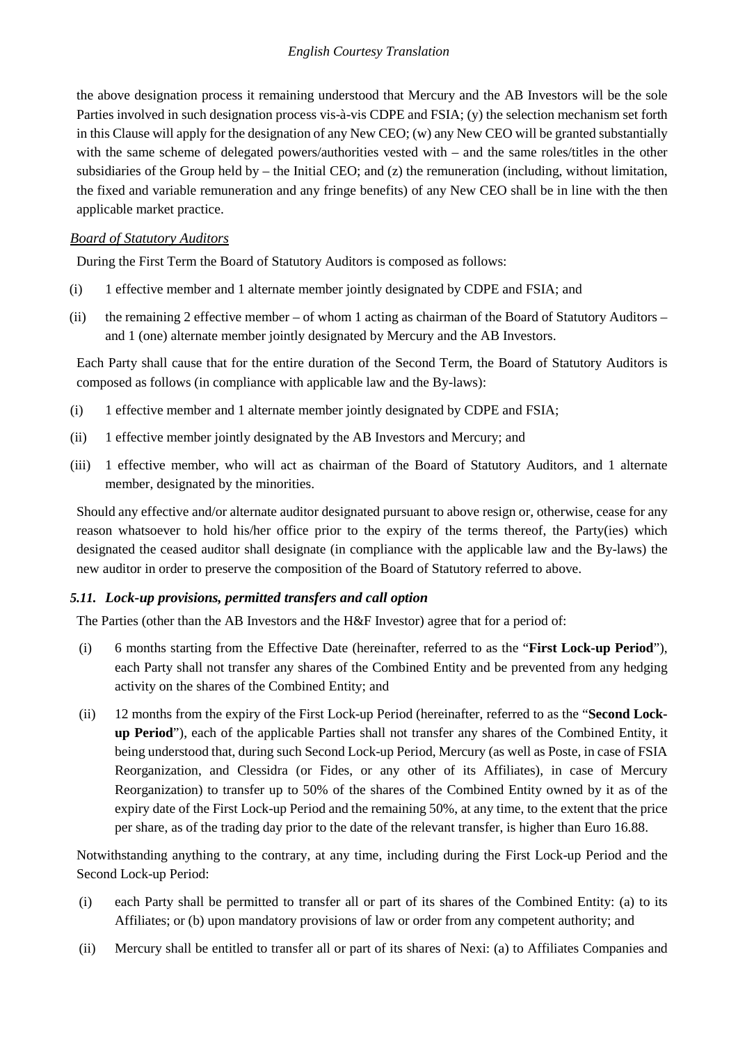the above designation process it remaining understood that Mercury and the AB Investors will be the sole Parties involved in such designation process vis-à-vis CDPE and FSIA; (y) the selection mechanism set forth in this Clause will apply for the designation of any New CEO; (w) any New CEO will be granted substantially with the same scheme of delegated powers/authorities vested with – and the same roles/titles in the other subsidiaries of the Group held by – the Initial CEO; and (z) the remuneration (including, without limitation, the fixed and variable remuneration and any fringe benefits) of any New CEO shall be in line with the then applicable market practice.

*Board of Statutory Auditors*

During the First Term the Board of Statutory Auditors is composed as follows:

(i) 1 effective member and 1 alternate member jointly designated by CDPE and FSIA; and

(ii) the remaining 2 effective member – of whom 1 acting as chairman of the Board of Statutory Auditors – and 1 (one) alternate member jointly designated by Mercury and the AB Investors.

Each Party shall cause that for the entire duration of the Second Term, the Board of Statutory Auditors is composed as follows (in compliance with applicable law and the By-laws):

(i) 1 effective member and 1 alternate member jointly designated by CDPE and FSIA;

(ii) 1 effective member jointly designated by the AB Investors and Mercury; and

(iii) 1 effective member, who will act as chairman of the Board of Statutory Auditors, and 1 alternate member, designated by the minorities.

Should any effective and/or alternate auditor designated pursuant to above resign or, otherwise, cease for any reason whatsoever to hold his/her office prior to the expiry of the terms thereof, the Party(ies) which designated the ceased auditor shall designate (in compliance with the applicable law and the By-laws) the new auditor in order to preserve the composition of the Board of Statutory referred to above.

### *5.11. Lock-up provisions, permitted transfers and call option*

The Parties (other than the AB Investors and the H&F Investor) agree that for a period of:

(i) 6 months starting from the Effective Date (hereinafter, referred to as the "**First Lock-up Period**"), each Party shall not transfer any shares of the Combined Entity and be prevented from any hedging activity on the shares of the Combined Entity; and

(ii) 12 months from the expiry of the First Lock-up Period (hereinafter, referred to as the "**Second Lock-up Period**"), each of the applicable Parties shall not transfer any shares of the Combined Entity, it being understood that, during such Second Lock-up Period, Mercury (as well as Poste, in case of FSIA Reorganization, and Clessidra (or Fides, or any other of its Affiliates), in case of Mercury Reorganization) to transfer up to 50% of the shares of the Combined Entity owned by it as of the expiry date of the First Lock-up Period and the remaining 50%, at any time, to the extent that the price per share, as of the trading day prior to the date of the relevant transfer, is higher than Euro 16.88.

Notwithstanding anything to the contrary, at any time, including during the First Lock-up Period and the Second Lock-up Period:

(i) each Party shall be permitted to transfer all or part of its shares of the Combined Entity: (a) to its Affiliates; or (b) upon mandatory provisions of law or order from any competent authority; and

(ii) Mercury shall be entitled to transfer all or part of its shares of Nexi: (a) to Affiliates Companies and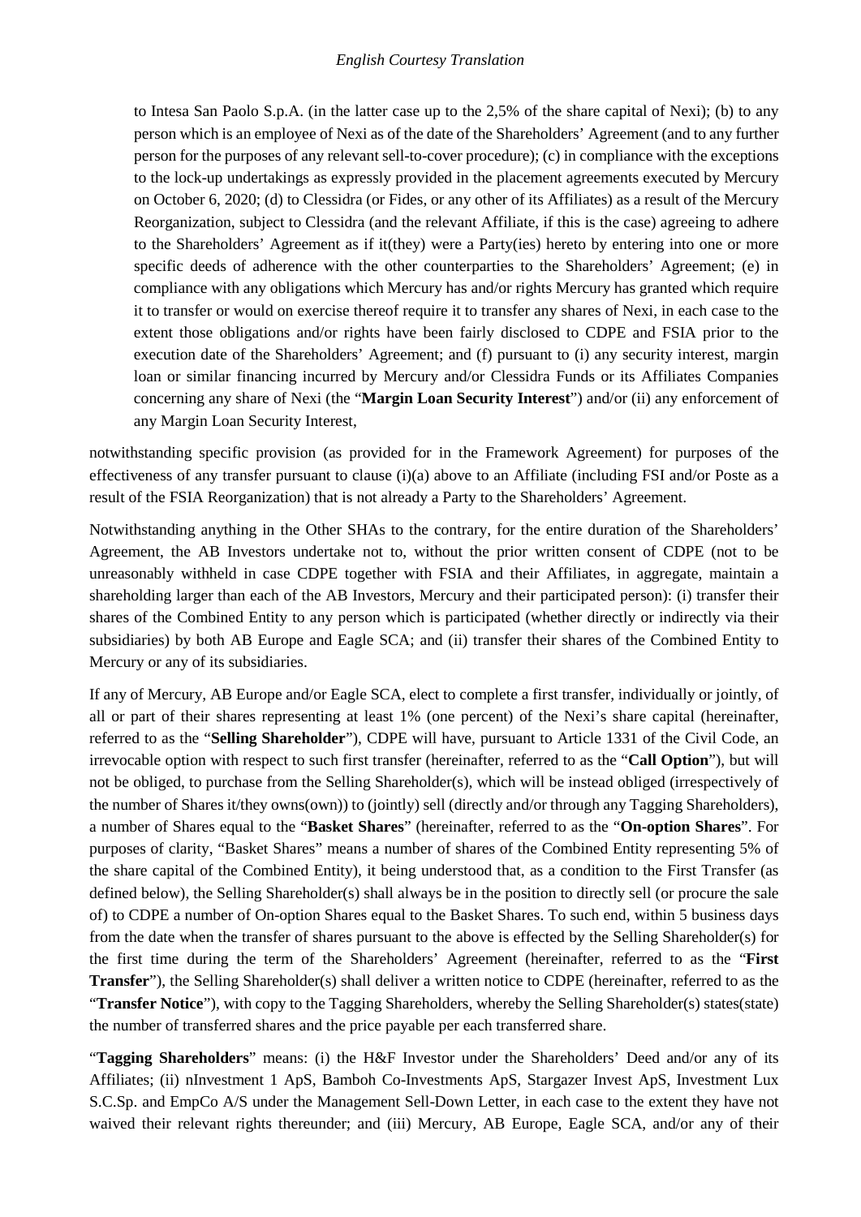to Intesa San Paolo S.p.A. (in the latter case up to the 2,5% of the share capital of Nexi); (b) to any person which is an employee of Nexi as of the date of the Shareholders' Agreement (and to any further person for the purposes of any relevant sell-to-cover procedure); (c) in compliance with the exceptions to the lock-up undertakings as expressly provided in the placement agreements executed by Mercury on October 6, 2020; (d) to Clessidra (or Fides, or any other of its Affiliates) as a result of the Mercury Reorganization, subject to Clessidra (and the relevant Affiliate, if this is the case) agreeing to adhere to the Shareholders' Agreement as if it(they) were a Party(ies) hereto by entering into one or more specific deeds of adherence with the other counterparties to the Shareholders' Agreement; (e) in compliance with any obligations which Mercury has and/or rights Mercury has granted which require it to transfer or would on exercise thereof require it to transfer any shares of Nexi, in each case to the extent those obligations and/or rights have been fairly disclosed to CDPE and FSIA prior to the execution date of the Shareholders' Agreement; and (f) pursuant to (i) any security interest, margin loan or similar financing incurred by Mercury and/or Clessidra Funds or its Affiliates Companies concerning any share of Nexi (the "**Margin Loan Security Interest**") and/or (ii) any enforcement of any Margin Loan Security Interest,

notwithstanding specific provision (as provided for in the Framework Agreement) for purposes of the effectiveness of any transfer pursuant to clause (i)(a) above to an Affiliate (including FSI and/or Poste as a result of the FSIA Reorganization) that is not already a Party to the Shareholders' Agreement.

Notwithstanding anything in the Other SHAs to the contrary, for the entire duration of the Shareholders' Agreement, the AB Investors undertake not to, without the prior written consent of CDPE (not to be unreasonably withheld in case CDPE together with FSIA and their Affiliates, in aggregate, maintain a shareholding larger than each of the AB Investors, Mercury and their participated person): (i) transfer their shares of the Combined Entity to any person which is participated (whether directly or indirectly via their subsidiaries) by both AB Europe and Eagle SCA; and (ii) transfer their shares of the Combined Entity to Mercury or any of its subsidiaries.

If any of Mercury, AB Europe and/or Eagle SCA, elect to complete a first transfer, individually or jointly, of all or part of their shares representing at least 1% (one percent) of the Nexi's share capital (hereinafter, referred to as the "**Selling Shareholder**"), CDPE will have, pursuant to Article 1331 of the Civil Code, an irrevocable option with respect to such first transfer (hereinafter, referred to as the "**Call Option**"), but will not be obliged, to purchase from the Selling Shareholder(s), which will be instead obliged (irrespectively of the number of Shares it/they owns(own)) to (jointly) sell (directly and/or through any Tagging Shareholders), a number of Shares equal to the "**Basket Shares**" (hereinafter, referred to as the "**On-option Shares**". For purposes of clarity, "Basket Shares" means a number of shares of the Combined Entity representing 5% of the share capital of the Combined Entity), it being understood that, as a condition to the First Transfer (as defined below), the Selling Shareholder(s) shall always be in the position to directly sell (or procure the sale of) to CDPE a number of On-option Shares equal to the Basket Shares. To such end, within 5 business days from the date when the transfer of shares pursuant to the above is effected by the Selling Shareholder(s) for the first time during the term of the Shareholders' Agreement (hereinafter, referred to as the "**First Transfer**"), the Selling Shareholder(s) shall deliver a written notice to CDPE (hereinafter, referred to as the "**Transfer Notice**"), with copy to the Tagging Shareholders, whereby the Selling Shareholder(s) states(state) the number of transferred shares and the price payable per each transferred share.

"**Tagging Shareholders**" means: (i) the H&F Investor under the Shareholders' Deed and/or any of its Affiliates; (ii) nInvestment 1 ApS, Bamboh Co-Investments ApS, Stargazer Invest ApS, Investment Lux S.C.Sp. and EmpCo A/S under the Management Sell-Down Letter, in each case to the extent they have not waived their relevant rights thereunder; and (iii) Mercury, AB Europe, Eagle SCA, and/or any of their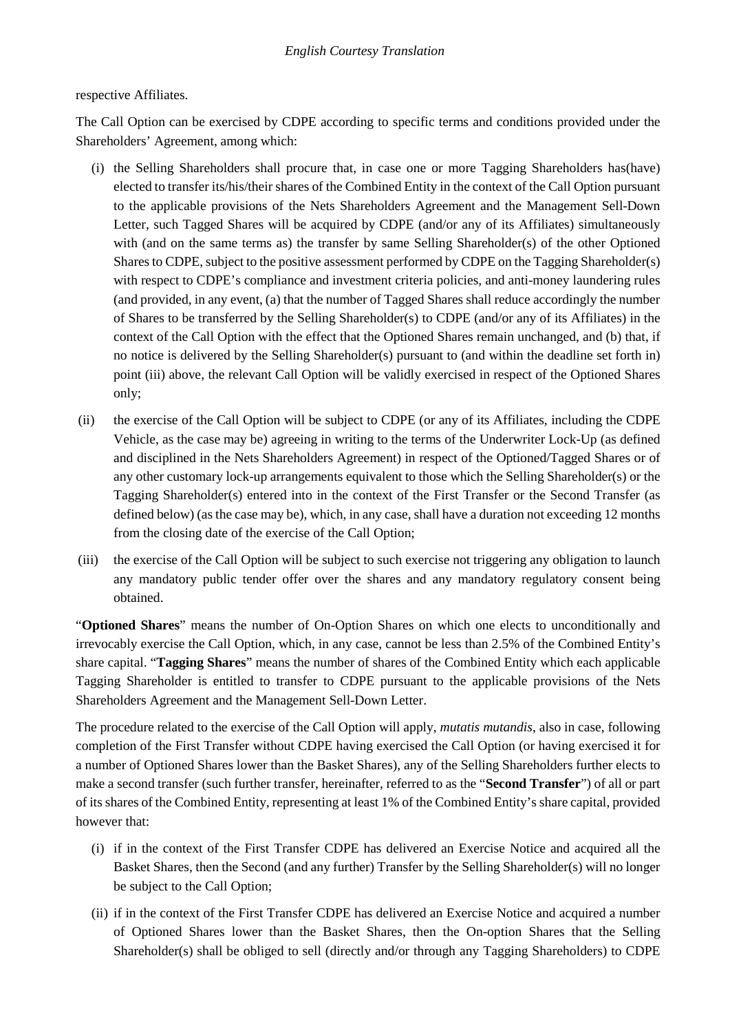respective Affiliates.

The Call Option can be exercised by CDPE according to specific terms and conditions provided under the Shareholders' Agreement, among which:

(i) the Selling Shareholders shall procure that, in case one or more Tagging Shareholders has(have) elected to transfer its/his/their shares of the Combined Entity in the context of the Call Option pursuant to the applicable provisions of the Nets Shareholders Agreement and the Management Sell-Down Letter, such Tagged Shares will be acquired by CDPE (and/or any of its Affiliates) simultaneously with (and on the same terms as) the transfer by same Selling Shareholder(s) of the other Optioned Shares to CDPE, subject to the positive assessment performed by CDPE on the Tagging Shareholder(s) with respect to CDPE's compliance and investment criteria policies, and anti-money laundering rules (and provided, in any event, (a) that the number of Tagged Shares shall reduce accordingly the number of Shares to be transferred by the Selling Shareholder(s) to CDPE (and/or any of its Affiliates) in the context of the Call Option with the effect that the Optioned Shares remain unchanged, and (b) that, if no notice is delivered by the Selling Shareholder(s) pursuant to (and within the deadline set forth in) point (iii) above, the relevant Call Option will be validly exercised in respect of the Optioned Shares only;

(ii) the exercise of the Call Option will be subject to CDPE (or any of its Affiliates, including the CDPE Vehicle, as the case may be) agreeing in writing to the terms of the Underwriter Lock-Up (as defined and disciplined in the Nets Shareholders Agreement) in respect of the Optioned/Tagged Shares or of any other customary lock-up arrangements equivalent to those which the Selling Shareholder(s) or the Tagging Shareholder(s) entered into in the context of the First Transfer or the Second Transfer (as defined below) (as the case may be), which, in any case, shall have a duration not exceeding 12 months from the closing date of the exercise of the Call Option;

(iii) the exercise of the Call Option will be subject to such exercise not triggering any obligation to launch any mandatory public tender offer over the shares and any mandatory regulatory consent being obtained.

"**Optioned Shares**" means the number of On-Option Shares on which one elects to unconditionally and irrevocably exercise the Call Option, which, in any case, cannot be less than 2.5% of the Combined Entity's share capital. "**Tagging Shares**" means the number of shares of the Combined Entity which each applicable Tagging Shareholder is entitled to transfer to CDPE pursuant to the applicable provisions of the Nets Shareholders Agreement and the Management Sell-Down Letter.

The procedure related to the exercise of the Call Option will apply, *mutatis mutandis*, also in case, following completion of the First Transfer without CDPE having exercised the Call Option (or having exercised it for a number of Optioned Shares lower than the Basket Shares), any of the Selling Shareholders further elects to make a second transfer (such further transfer, hereinafter, referred to as the "**Second Transfer**") of all or part of its shares of the Combined Entity, representing at least 1% of the Combined Entity's share capital, provided however that:

(i) if in the context of the First Transfer CDPE has delivered an Exercise Notice and acquired all the Basket Shares, then the Second (and any further) Transfer by the Selling Shareholder(s) will no longer be subject to the Call Option;

(ii) if in the context of the First Transfer CDPE has delivered an Exercise Notice and acquired a number of Optioned Shares lower than the Basket Shares, then the On-option Shares that the Selling Shareholder(s) shall be obliged to sell (directly and/or through any Tagging Shareholders) to CDPE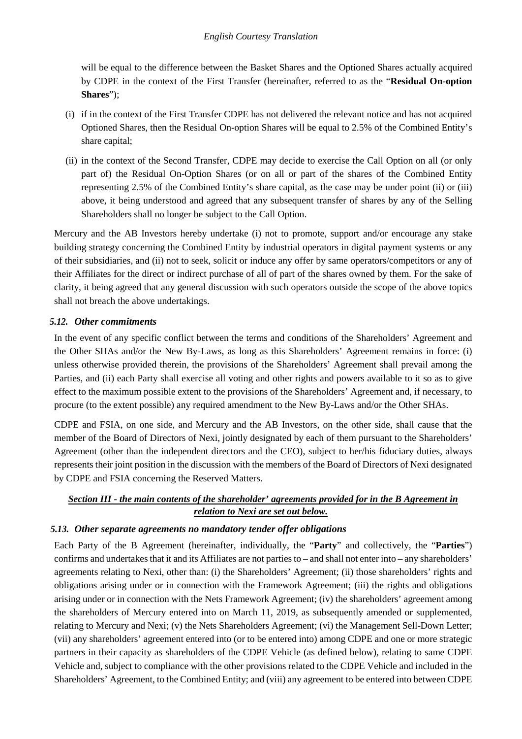will be equal to the difference between the Basket Shares and the Optioned Shares actually acquired by CDPE in the context of the First Transfer (hereinafter, referred to as the "**Residual On-option Shares**");

(i) if in the context of the First Transfer CDPE has not delivered the relevant notice and has not acquired Optioned Shares, then the Residual On-option Shares will be equal to 2.5% of the Combined Entity's share capital;

(ii) in the context of the Second Transfer, CDPE may decide to exercise the Call Option on all (or only part of) the Residual On-Option Shares (or on all or part of the shares of the Combined Entity representing 2.5% of the Combined Entity's share capital, as the case may be under point (ii) or (iii) above, it being understood and agreed that any subsequent transfer of shares by any of the Selling Shareholders shall no longer be subject to the Call Option.

Mercury and the AB Investors hereby undertake (i) not to promote, support and/or encourage any stake building strategy concerning the Combined Entity by industrial operators in digital payment systems or any of their subsidiaries, and (ii) not to seek, solicit or induce any offer by same operators/competitors or any of their Affiliates for the direct or indirect purchase of all of part of the shares owned by them. For the sake of clarity, it being agreed that any general discussion with such operators outside the scope of the above topics shall not breach the above undertakings.

### *5.12. Other commitments*

In the event of any specific conflict between the terms and conditions of the Shareholders' Agreement and the Other SHAs and/or the New By-Laws, as long as this Shareholders' Agreement remains in force: (i) unless otherwise provided therein, the provisions of the Shareholders' Agreement shall prevail among the Parties, and (ii) each Party shall exercise all voting and other rights and powers available to it so as to give effect to the maximum possible extent to the provisions of the Shareholders' Agreement and, if necessary, to procure (to the extent possible) any required amendment to the New By-Laws and/or the Other SHAs.

CDPE and FSIA, on one side, and Mercury and the AB Investors, on the other side, shall cause that the member of the Board of Directors of Nexi, jointly designated by each of them pursuant to the Shareholders' Agreement (other than the independent directors and the CEO), subject to her/his fiduciary duties, always represents their joint position in the discussion with the members of the Board of Directors of Nexi designated by CDPE and FSIA concerning the Reserved Matters.

## ***Section III - the main contents of the shareholder' agreements provided for in the B Agreement in relation to Nexi are set out below.***

### *5.13. Other separate agreements no mandatory tender offer obligations*

Each Party of the B Agreement (hereinafter, individually, the "**Party**" and collectively, the "**Parties**") confirms and undertakes that it and its Affiliates are not parties to – and shall not enter into – any shareholders' agreements relating to Nexi, other than: (i) the Shareholders' Agreement; (ii) those shareholders' rights and obligations arising under or in connection with the Framework Agreement; (iii) the rights and obligations arising under or in connection with the Nets Framework Agreement; (iv) the shareholders' agreement among the shareholders of Mercury entered into on March 11, 2019, as subsequently amended or supplemented, relating to Mercury and Nexi; (v) the Nets Shareholders Agreement; (vi) the Management Sell-Down Letter; (vii) any shareholders' agreement entered into (or to be entered into) among CDPE and one or more strategic partners in their capacity as shareholders of the CDPE Vehicle (as defined below), relating to same CDPE Vehicle and, subject to compliance with the other provisions related to the CDPE Vehicle and included in the Shareholders' Agreement, to the Combined Entity; and (viii) any agreement to be entered into between CDPE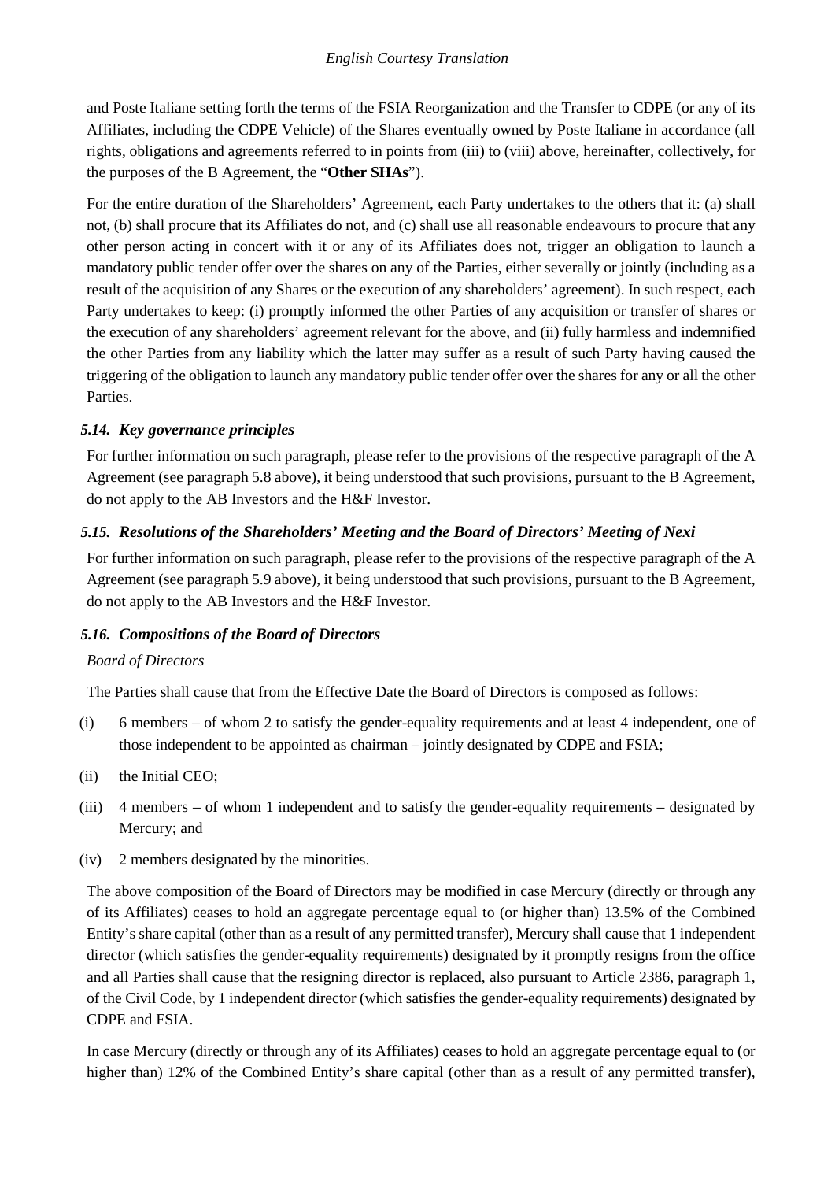and Poste Italiane setting forth the terms of the FSIA Reorganization and the Transfer to CDPE (or any of its Affiliates, including the CDPE Vehicle) of the Shares eventually owned by Poste Italiane in accordance (all rights, obligations and agreements referred to in points from (iii) to (viii) above, hereinafter, collectively, for the purposes of the B Agreement, the "**Other SHAs**").

For the entire duration of the Shareholders' Agreement, each Party undertakes to the others that it: (a) shall not, (b) shall procure that its Affiliates do not, and (c) shall use all reasonable endeavours to procure that any other person acting in concert with it or any of its Affiliates does not, trigger an obligation to launch a mandatory public tender offer over the shares on any of the Parties, either severally or jointly (including as a result of the acquisition of any Shares or the execution of any shareholders' agreement). In such respect, each Party undertakes to keep: (i) promptly informed the other Parties of any acquisition or transfer of shares or the execution of any shareholders' agreement relevant for the above, and (ii) fully harmless and indemnified the other Parties from any liability which the latter may suffer as a result of such Party having caused the triggering of the obligation to launch any mandatory public tender offer over the shares for any or all the other Parties.

### *5.14. Key governance principles*

For further information on such paragraph, please refer to the provisions of the respective paragraph of the A Agreement (see paragraph 5.8 above), it being understood that such provisions, pursuant to the B Agreement, do not apply to the AB Investors and the H&F Investor.

### *5.15. Resolutions of the Shareholders' Meeting and the Board of Directors' Meeting of Nexi*

For further information on such paragraph, please refer to the provisions of the respective paragraph of the A Agreement (see paragraph 5.9 above), it being understood that such provisions, pursuant to the B Agreement, do not apply to the AB Investors and the H&F Investor.

### *5.16. Compositions of the Board of Directors*

*Board of Directors*

The Parties shall cause that from the Effective Date the Board of Directors is composed as follows:

(i) 6 members – of whom 2 to satisfy the gender-equality requirements and at least 4 independent, one of those independent to be appointed as chairman – jointly designated by CDPE and FSIA;

(ii) the Initial CEO;

(iii) 4 members – of whom 1 independent and to satisfy the gender-equality requirements – designated by Mercury; and

(iv) 2 members designated by the minorities.

The above composition of the Board of Directors may be modified in case Mercury (directly or through any of its Affiliates) ceases to hold an aggregate percentage equal to (or higher than) 13.5% of the Combined Entity's share capital (other than as a result of any permitted transfer), Mercury shall cause that 1 independent director (which satisfies the gender-equality requirements) designated by it promptly resigns from the office and all Parties shall cause that the resigning director is replaced, also pursuant to Article 2386, paragraph 1, of the Civil Code, by 1 independent director (which satisfies the gender-equality requirements) designated by CDPE and FSIA.

In case Mercury (directly or through any of its Affiliates) ceases to hold an aggregate percentage equal to (or higher than) 12% of the Combined Entity's share capital (other than as a result of any permitted transfer),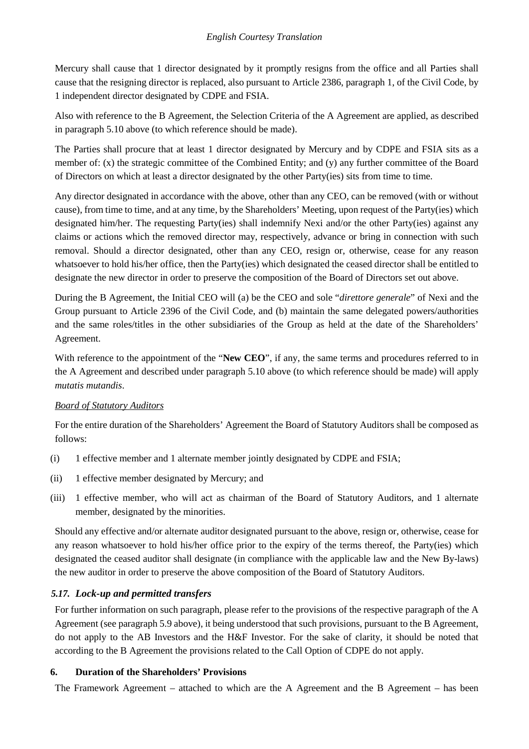Mercury shall cause that 1 director designated by it promptly resigns from the office and all Parties shall cause that the resigning director is replaced, also pursuant to Article 2386, paragraph 1, of the Civil Code, by 1 independent director designated by CDPE and FSIA.

Also with reference to the B Agreement, the Selection Criteria of the A Agreement are applied, as described in paragraph 5.10 above (to which reference should be made).

The Parties shall procure that at least 1 director designated by Mercury and by CDPE and FSIA sits as a member of: (x) the strategic committee of the Combined Entity; and (y) any further committee of the Board of Directors on which at least a director designated by the other Party(ies) sits from time to time.

Any director designated in accordance with the above, other than any CEO, can be removed (with or without cause), from time to time, and at any time, by the Shareholders' Meeting, upon request of the Party(ies) which designated him/her. The requesting Party(ies) shall indemnify Nexi and/or the other Party(ies) against any claims or actions which the removed director may, respectively, advance or bring in connection with such removal. Should a director designated, other than any CEO, resign or, otherwise, cease for any reason whatsoever to hold his/her office, then the Party(ies) which designated the ceased director shall be entitled to designate the new director in order to preserve the composition of the Board of Directors set out above.

During the B Agreement, the Initial CEO will (a) be the CEO and sole "*direttore generale*" of Nexi and the Group pursuant to Article 2396 of the Civil Code, and (b) maintain the same delegated powers/authorities and the same roles/titles in the other subsidiaries of the Group as held at the date of the Shareholders' Agreement.

With reference to the appointment of the "**New CEO**", if any, the same terms and procedures referred to in the A Agreement and described under paragraph 5.10 above (to which reference should be made) will apply *mutatis mutandis*.

*Board of Statutory Auditors*

For the entire duration of the Shareholders' Agreement the Board of Statutory Auditors shall be composed as follows:

(i) 1 effective member and 1 alternate member jointly designated by CDPE and FSIA;

(ii) 1 effective member designated by Mercury; and

(iii) 1 effective member, who will act as chairman of the Board of Statutory Auditors, and 1 alternate member, designated by the minorities.

Should any effective and/or alternate auditor designated pursuant to the above, resign or, otherwise, cease for any reason whatsoever to hold his/her office prior to the expiry of the terms thereof, the Party(ies) which designated the ceased auditor shall designate (in compliance with the applicable law and the New By-laws) the new auditor in order to preserve the above composition of the Board of Statutory Auditors.

### *5.17. Lock-up and permitted transfers*

For further information on such paragraph, please refer to the provisions of the respective paragraph of the A Agreement (see paragraph 5.9 above), it being understood that such provisions, pursuant to the B Agreement, do not apply to the AB Investors and the H&F Investor. For the sake of clarity, it should be noted that according to the B Agreement the provisions related to the Call Option of CDPE do not apply.

## 6. Duration of the Shareholders' Provisions

The Framework Agreement – attached to which are the A Agreement and the B Agreement – has been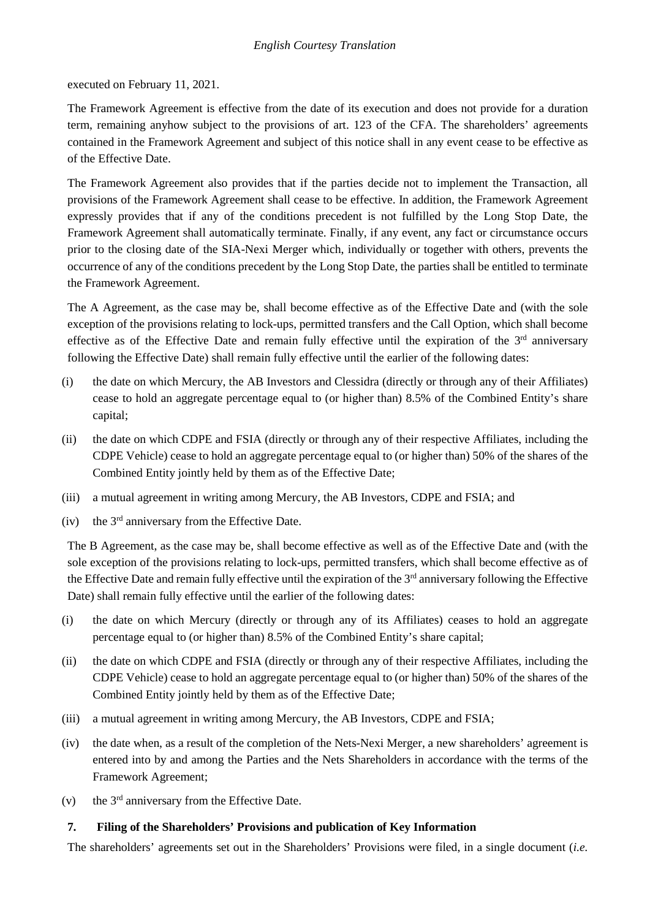executed on February 11, 2021.

The Framework Agreement is effective from the date of its execution and does not provide for a duration term, remaining anyhow subject to the provisions of art. 123 of the CFA. The shareholders' agreements contained in the Framework Agreement and subject of this notice shall in any event cease to be effective as of the Effective Date.

The Framework Agreement also provides that if the parties decide not to implement the Transaction, all provisions of the Framework Agreement shall cease to be effective. In addition, the Framework Agreement expressly provides that if any of the conditions precedent is not fulfilled by the Long Stop Date, the Framework Agreement shall automatically terminate. Finally, if any event, any fact or circumstance occurs prior to the closing date of the SIA-Nexi Merger which, individually or together with others, prevents the occurrence of any of the conditions precedent by the Long Stop Date, the parties shall be entitled to terminate the Framework Agreement.

The A Agreement, as the case may be, shall become effective as of the Effective Date and (with the sole exception of the provisions relating to lock-ups, permitted transfers and the Call Option, which shall become effective as of the Effective Date and remain fully effective until the expiration of the 3rd anniversary following the Effective Date) shall remain fully effective until the earlier of the following dates:

(i) the date on which Mercury, the AB Investors and Clessidra (directly or through any of their Affiliates) cease to hold an aggregate percentage equal to (or higher than) 8.5% of the Combined Entity's share capital;

(ii) the date on which CDPE and FSIA (directly or through any of their respective Affiliates, including the CDPE Vehicle) cease to hold an aggregate percentage equal to (or higher than) 50% of the shares of the Combined Entity jointly held by them as of the Effective Date;

(iii) a mutual agreement in writing among Mercury, the AB Investors, CDPE and FSIA; and

(iv) the 3rd anniversary from the Effective Date.

The B Agreement, as the case may be, shall become effective as well as of the Effective Date and (with the sole exception of the provisions relating to lock-ups, permitted transfers, which shall become effective as of the Effective Date and remain fully effective until the expiration of the 3rd anniversary following the Effective Date) shall remain fully effective until the earlier of the following dates:

(i) the date on which Mercury (directly or through any of its Affiliates) ceases to hold an aggregate percentage equal to (or higher than) 8.5% of the Combined Entity's share capital;

(ii) the date on which CDPE and FSIA (directly or through any of their respective Affiliates, including the CDPE Vehicle) cease to hold an aggregate percentage equal to (or higher than) 50% of the shares of the Combined Entity jointly held by them as of the Effective Date;

(iii) a mutual agreement in writing among Mercury, the AB Investors, CDPE and FSIA;

(iv) the date when, as a result of the completion of the Nets-Nexi Merger, a new shareholders' agreement is entered into by and among the Parties and the Nets Shareholders in accordance with the terms of the Framework Agreement;

(v) the 3rd anniversary from the Effective Date.

## 7. Filing of the Shareholders' Provisions and publication of Key Information

The shareholders' agreements set out in the Shareholders' Provisions were filed, in a single document (*i.e.*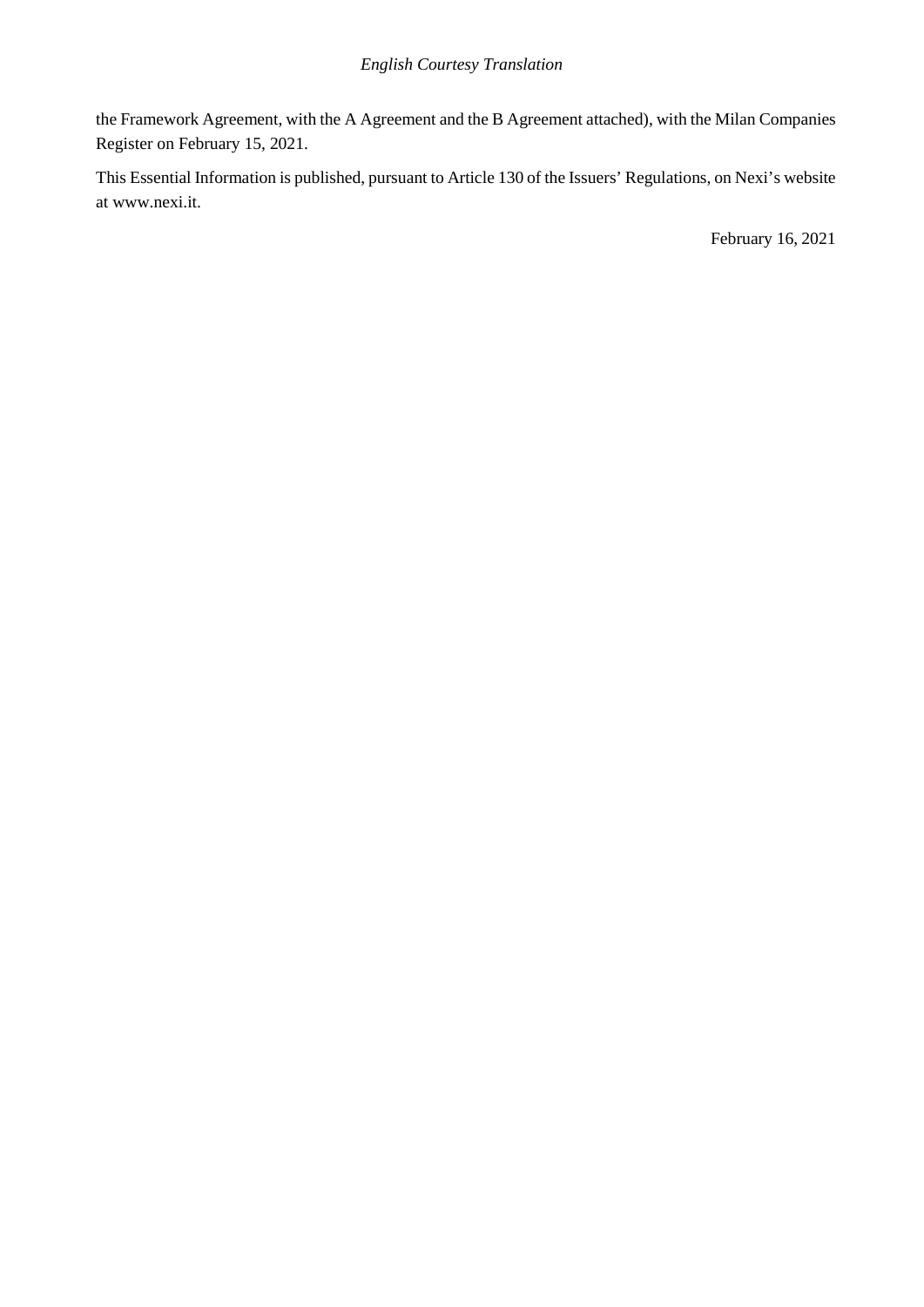the Framework Agreement, with the A Agreement and the B Agreement attached), with the Milan Companies Register on February 15, 2021.

This Essential Information is published, pursuant to Article 130 of the Issuers' Regulations, on Nexi's website at www.nexi.it.

February 16, 2021